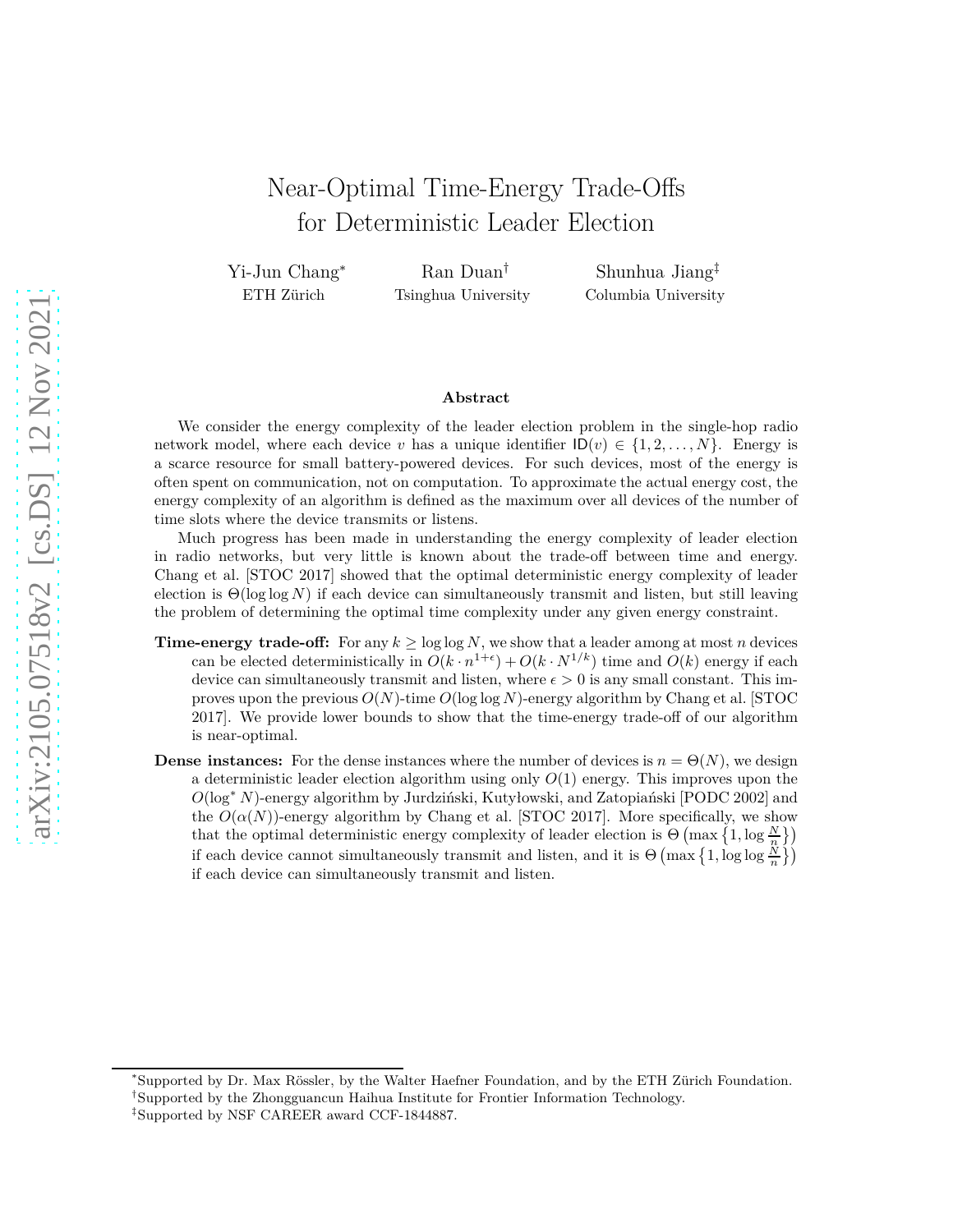# Near-Optimal Time-Energy Trade-Offs for Deterministic Leader Election

Yi-Jun Chang[*]
ETH Zürich

Ran Duan[†]
Tsinghua University

Shunhua Jiang[‡]
Columbia University

## Abstract

We consider the energy complexity of the leader election problem in the single-hop radio network model, where each device $v$ has a unique identifier $\mathsf{ID}(v) \in \{1, 2, \ldots, N\}$. Energy is a scarce resource for small battery-powered devices. For such devices, most of the energy is often spent on communication, not on computation. To approximate the actual energy cost, the energy complexity of an algorithm is defined as the maximum over all devices of the number of time slots where the device transmits or listens.

Much progress has been made in understanding the energy complexity of leader election in radio networks, but very little is known about the trade-off between time and energy. Chang et al. [STOC 2017] showed that the optimal deterministic energy complexity of leader election is $\Theta(\log \log N)$ if each device can simultaneously transmit and listen, but still leaving the problem of determining the optimal time complexity under any given energy constraint.

**Time-energy trade-off:** For any $k \geq \log \log N$, we show that a leader among at most $n$ devices can be elected deterministically in $O(k \cdot n^{1+\epsilon}) + O(k \cdot N^{1/k})$ time and $O(k)$ energy if each device can simultaneously transmit and listen, where $\epsilon > 0$ is any small constant. This improves upon the previous $O(N)$-time $O(\log \log N)$-energy algorithm by Chang et al. [STOC 2017]. We provide lower bounds to show that the time-energy trade-off of our algorithm is near-optimal.

**Dense instances:** For the dense instances where the number of devices is $n = \Theta(N)$, we design a deterministic leader election algorithm using only $O(1)$ energy. This improves upon the $O(\log^* N)$-energy algorithm by Jurdziński, Kutyłowski, and Zatopiański [PODC 2002] and the $O(\alpha(N))$-energy algorithm by Chang et al. [STOC 2017]. More specifically, we show that the optimal deterministic energy complexity of leader election is $\Theta\left(\max\left\{1, \log \frac{N}{n}\right\}\right)$ if each device cannot simultaneously transmit and listen, and it is $\Theta\left(\max\left\{1, \log \log \frac{N}{n}\right\}\right)$ if each device can simultaneously transmit and listen.

---

[*] Supported by Dr. Max Rössler, by the Walter Haefner Foundation, and by the ETH Zürich Foundation.

[†] Supported by the Zhongguancun Haihua Institute for Frontier Information Technology.

[‡] Supported by NSF CAREER award CCF-1844887.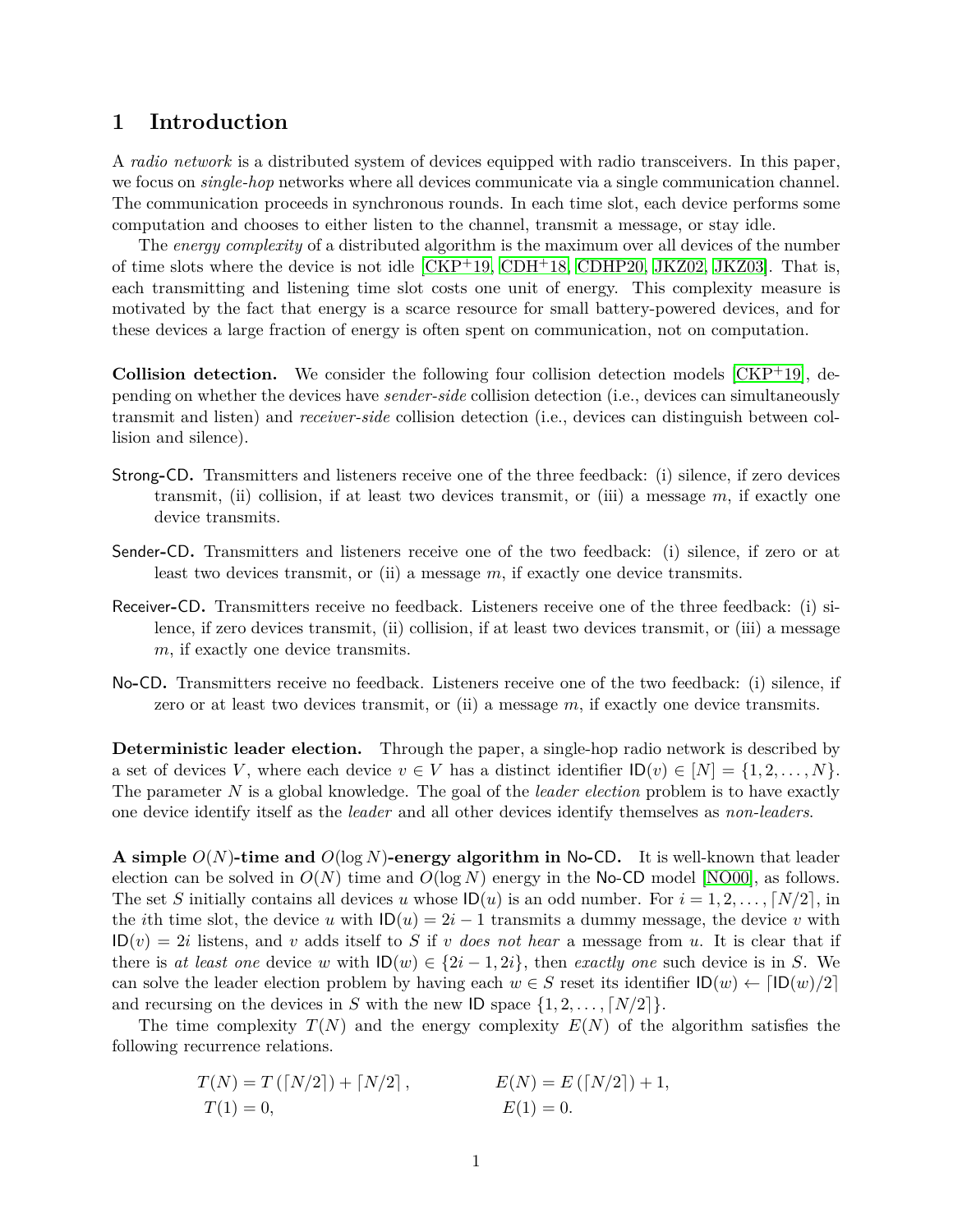# 1 Introduction

A *radio network* is a distributed system of devices equipped with radio transceivers. In this paper, we focus on *single-hop* networks where all devices communicate via a single communication channel. The communication proceeds in synchronous rounds. In each time slot, each device performs some computation and chooses to either listen to the channel, transmit a message, or stay idle.

The *energy complexity* of a distributed algorithm is the maximum over all devices of the number of time slots where the device is not idle [CKP+19, CDH+18, CDHP20, JKZ02, JKZ03]. That is, each transmitting and listening time slot costs one unit of energy. This complexity measure is motivated by the fact that energy is a scarce resource for small battery-powered devices, and for these devices a large fraction of energy is often spent on communication, not on computation.

**Collision detection.** We consider the following four collision detection models [CKP+19], depending on whether the devices have *sender-side* collision detection (i.e., devices can simultaneously transmit and listen) and *receiver-side* collision detection (i.e., devices can distinguish between collision and silence).

- Strong-CD. Transmitters and listeners receive one of the three feedback: (i) silence, if zero devices transmit, (ii) collision, if at least two devices transmit, or (iii) a message $m$, if exactly one device transmits.
- Sender-CD. Transmitters and listeners receive one of the two feedback: (i) silence, if zero or at least two devices transmit, or (ii) a message $m$, if exactly one device transmits.
- Receiver-CD. Transmitters receive no feedback. Listeners receive one of the three feedback: (i) silence, if zero devices transmit, (ii) collision, if at least two devices transmit, or (iii) a message $m$, if exactly one device transmits.
- No-CD. Transmitters receive no feedback. Listeners receive one of the two feedback: (i) silence, if zero or at least two devices transmit, or (ii) a message $m$, if exactly one device transmits.

**Deterministic leader election.** Through the paper, a single-hop radio network is described by a set of devices $V$, where each device $v \in V$ has a distinct identifier $\mathsf{ID}(v) \in [N] = \{1, 2, \ldots, N\}$. The parameter $N$ is a global knowledge. The goal of the *leader election* problem is to have exactly one device identify itself as the *leader* and all other devices identify themselves as *non-leaders*.

**A simple $O(N)$-time and $O(\log N)$-energy algorithm in No-CD.** It is well-known that leader election can be solved in $O(N)$ time and $O(\log N)$ energy in the No-CD model [NO00], as follows. The set $S$ initially contains all devices $u$ whose $\mathsf{ID}(u)$ is an odd number. For $i = 1, 2, \ldots, \lceil N/2 \rceil$, in the $i$th time slot, the device $u$ with $\mathsf{ID}(u) = 2i - 1$ transmits a dummy message, the device $v$ with $\mathsf{ID}(v) = 2i$ listens, and $v$ adds itself to $S$ if $v$ *does not hear* a message from $u$. It is clear that if there is *at least one* device $w$ with $\mathsf{ID}(w) \in \{2i - 1, 2i\}$, then *exactly one* such device is in $S$. We can solve the leader election problem by having each $w \in S$ reset its identifier $\mathsf{ID}(w) \leftarrow \lceil \mathsf{ID}(w)/2 \rceil$ and recursing on the devices in $S$ with the new $\mathsf{ID}$ space $\{1, 2, \ldots, \lceil N/2 \rceil\}$.

The time complexity $T(N)$ and the energy complexity $E(N)$ of the algorithm satisfies the following recurrence relations.

$$
\begin{aligned}
T(N) &= T\left(\lceil N/2 \rceil\right) + \lceil N/2 \rceil, \qquad & E(N) &= E\left(\lceil N/2 \rceil\right) + 1, \\
T(1) &= 0, & E(1) &= 0.
\end{aligned}
$$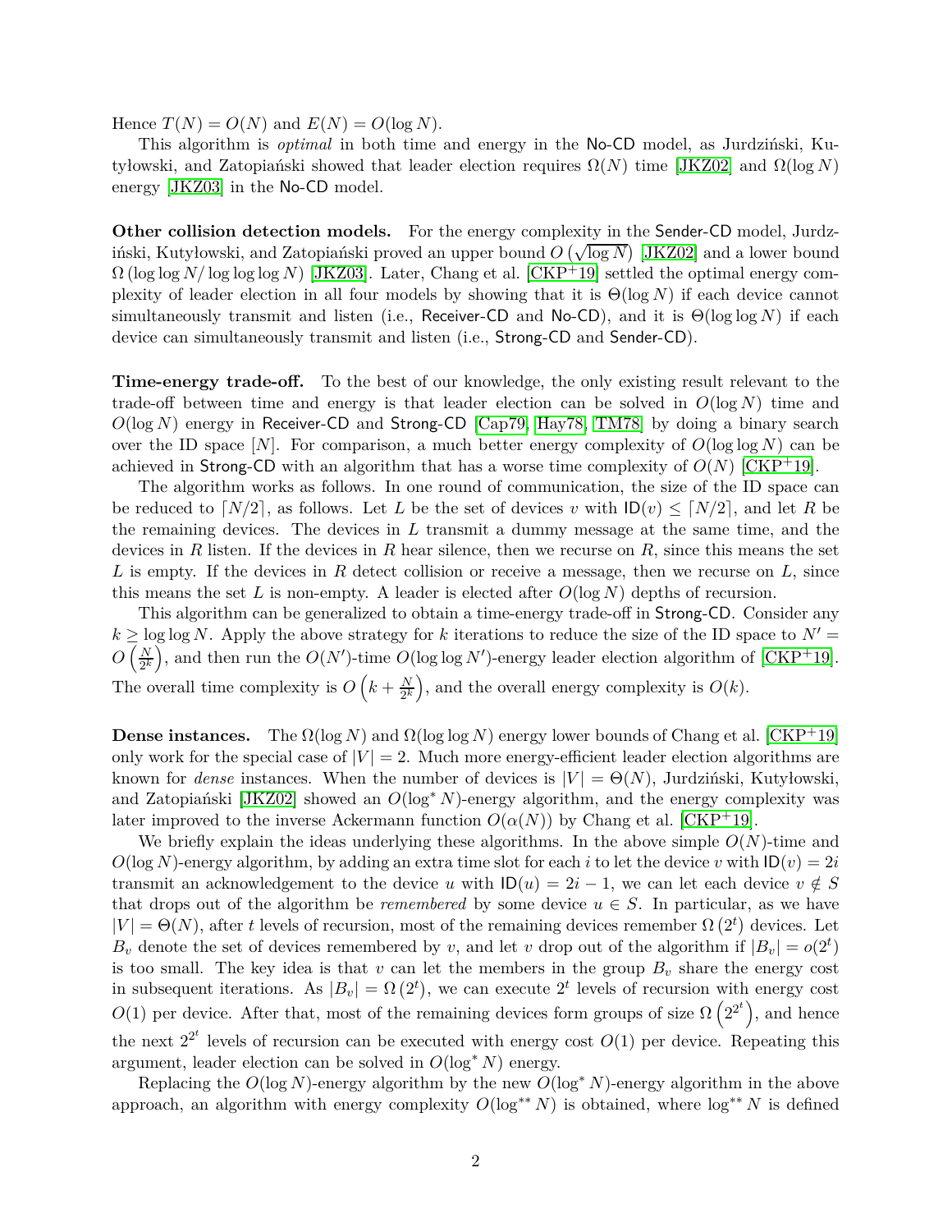Hence $T(N) = O(N)$ and $E(N) = O(\log N)$.

This algorithm is *optimal* in both time and energy in the No-CD model, as Jurdziński, Kutyłowski, and Zatopiański showed that leader election requires $\Omega(N)$ time [JKZ02] and $\Omega(\log N)$ energy [JKZ03] in the No-CD model.

**Other collision detection models.** For the energy complexity in the Sender-CD model, Jurdziński, Kutyłowski, and Zatopiański proved an upper bound $O\left(\sqrt{\log N}\right)$ [JKZ02] and a lower bound $\Omega\left(\log \log N / \log \log \log N\right)$ [JKZ03]. Later, Chang et al. [CKP+19] settled the optimal energy complexity of leader election in all four models by showing that it is $\Theta(\log N)$ if each device cannot simultaneously transmit and listen (i.e., Receiver-CD and No-CD), and it is $\Theta(\log \log N)$ if each device can simultaneously transmit and listen (i.e., Strong-CD and Sender-CD).

**Time-energy trade-off.** To the best of our knowledge, the only existing result relevant to the trade-off between time and energy is that leader election can be solved in $O(\log N)$ time and $O(\log N)$ energy in Receiver-CD and Strong-CD [Cap79, Hay78, TM78] by doing a binary search over the ID space $[N]$. For comparison, a much better energy complexity of $O(\log \log N)$ can be achieved in Strong-CD with an algorithm that has a worse time complexity of $O(N)$ [CKP+19].

The algorithm works as follows. In one round of communication, the size of the ID space can be reduced to $\lceil N/2 \rceil$, as follows. Let $L$ be the set of devices $v$ with $\mathsf{ID}(v) \leq \lceil N/2 \rceil$, and let $R$ be the remaining devices. The devices in $L$ transmit a dummy message at the same time, and the devices in $R$ listen. If the devices in $R$ hear silence, then we recurse on $R$, since this means the set $L$ is empty. If the devices in $R$ detect collision or receive a message, then we recurse on $L$, since this means the set $L$ is non-empty. A leader is elected after $O(\log N)$ depths of recursion.

This algorithm can be generalized to obtain a time-energy trade-off in Strong-CD. Consider any $k \geq \log \log N$. Apply the above strategy for $k$ iterations to reduce the size of the ID space to $N' = O\left(\frac{N}{2^k}\right)$, and then run the $O(N')$-time $O(\log \log N')$-energy leader election algorithm of [CKP+19]. The overall time complexity is $O\left(k + \frac{N}{2^k}\right)$, and the overall energy complexity is $O(k)$.

**Dense instances.** The $\Omega(\log N)$ and $\Omega(\log \log N)$ energy lower bounds of Chang et al. [CKP+19] only work for the special case of $|V| = 2$. Much more energy-efficient leader election algorithms are known for *dense* instances. When the number of devices is $|V| = \Theta(N)$, Jurdziński, Kutyłowski, and Zatopiański [JKZ02] showed an $O(\log^* N)$-energy algorithm, and the energy complexity was later improved to the inverse Ackermann function $O(\alpha(N))$ by Chang et al. [CKP+19].

We briefly explain the ideas underlying these algorithms. In the above simple $O(N)$-time and $O(\log N)$-energy algorithm, by adding an extra time slot for each $i$ to let the device $v$ with $\mathsf{ID}(v) = 2i$ transmit an acknowledgement to the device $u$ with $\mathsf{ID}(u) = 2i - 1$, we can let each device $v \notin S$ that drops out of the algorithm be *remembered* by some device $u \in S$. In particular, as we have $|V| = \Theta(N)$, after $t$ levels of recursion, most of the remaining devices remember $\Omega\left(2^t\right)$ devices. Let $B_v$ denote the set of devices remembered by $v$, and let $v$ drop out of the algorithm if $|B_v| = o(2^t)$ is too small. The key idea is that $v$ can let the members in the group $B_v$ share the energy cost in subsequent iterations. As $|B_v| = \Omega\left(2^t\right)$, we can execute $2^t$ levels of recursion with energy cost $O(1)$ per device. After that, most of the remaining devices form groups of size $\Omega\left(2^{2^t}\right)$, and hence the next $2^{2^t}$ levels of recursion can be executed with energy cost $O(1)$ per device. Repeating this argument, leader election can be solved in $O(\log^* N)$ energy.

Replacing the $O(\log N)$-energy algorithm by the new $O(\log^* N)$-energy algorithm in the above approach, an algorithm with energy complexity $O(\log^{**} N)$ is obtained, where $\log^{**} N$ is defined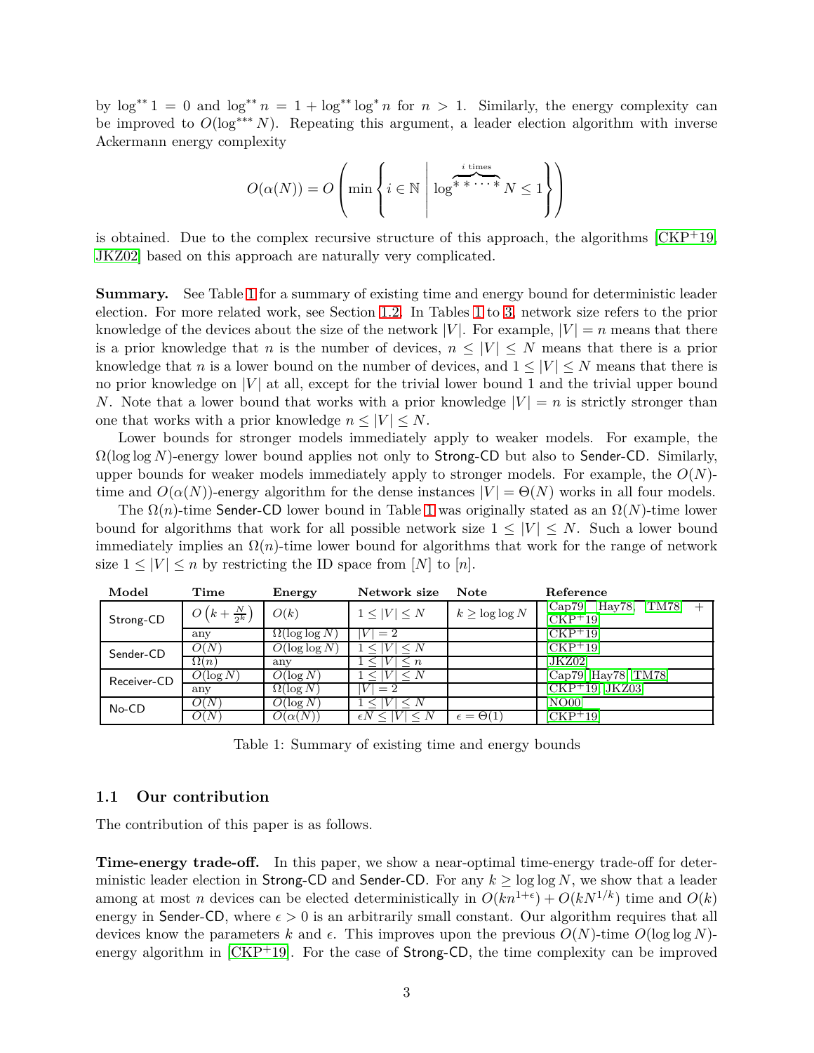by $\log^{**} 1 = 0$ and $\log^{**} n = 1 + \log^{**} \log^* n$ for $n > 1$. Similarly, the energy complexity can be improved to $O(\log^{***} N)$. Repeating this argument, a leader election algorithm with inverse Ackermann energy complexity

$$O(\alpha(N)) = O\left(\min\left\{ i \in \mathbb{N} \;\middle|\; \log^{\overbrace{**\cdots*}^{i \text{ times}}} N \le 1 \right\}\right)$$

is obtained. Due to the complex recursive structure of this approach, the algorithms [CKP+19, JKZ02] based on this approach are naturally very complicated.

**Summary.** See Table 1 for a summary of existing time and energy bound for deterministic leader election. For more related work, see Section 1.2. In Tables 1 to 3, network size refers to the prior knowledge of the devices about the size of the network $|V|$. For example, $|V| = n$ means that there is a prior knowledge that $n$ is the number of devices, $n \le |V| \le N$ means that there is a prior knowledge that $n$ is a lower bound on the number of devices, and $1 \le |V| \le N$ means that there is no prior knowledge on $|V|$ at all, except for the trivial lower bound 1 and the trivial upper bound $N$. Note that a lower bound that works with a prior knowledge $|V| = n$ is strictly stronger than one that works with a prior knowledge $n \le |V| \le N$.

Lower bounds for stronger models immediately apply to weaker models. For example, the $\Omega(\log\log N)$-energy lower bound applies not only to Strong-CD but also to Sender-CD. Similarly, upper bounds for weaker models immediately apply to stronger models. For example, the $O(N)$-time and $O(\alpha(N))$-energy algorithm for the dense instances $|V| = \Theta(N)$ works in all four models.

The $\Omega(n)$-time Sender-CD lower bound in Table 1 was originally stated as an $\Omega(N)$-time lower bound for algorithms that work for all possible network size $1 \le |V| \le N$. Such a lower bound immediately implies an $\Omega(n)$-time lower bound for algorithms that work for the range of network size $1 \le |V| \le n$ by restricting the ID space from $[N]$ to $[n]$.

| Model | Time | Energy | Network size | Note | Reference |
|---|---|---|---|---|---|
| Strong-CD | $O\left(k + \frac{N}{2^k}\right)$ | $O(k)$ | $1 \le \lvert V\rvert \le N$ | $k \ge \log\log N$ | [Cap79, Hay78, TM78] + [CKP+19] |
| | any | $\Omega(\log\log N)$ | $\lvert V\rvert = 2$ | | [CKP+19] |
| Sender-CD | $O(N)$ | $O(\log\log N)$ | $1 \le \lvert V\rvert \le N$ | | [CKP+19] |
| | $\Omega(n)$ | any | $1 \le \lvert V\rvert \le n$ | | [JKZ02] |
| Receiver-CD | $O(\log N)$ | $O(\log N)$ | $1 \le \lvert V\rvert \le N$ | | [Cap79, Hay78, TM78] |
| | any | $\Omega(\log N)$ | $\lvert V\rvert = 2$ | | [CKP+19, JKZ03] |
| No-CD | $O(N)$ | $O(\log N)$ | $1 \le \lvert V\rvert \le N$ | | [NO00] |
| | $O(N)$ | $O(\alpha(N))$ | $\epsilon N \le \lvert V\rvert \le N$ | $\epsilon = \Theta(1)$ | [CKP+19] |

Table 1: Summary of existing time and energy bounds

### 1.1 Our contribution

The contribution of this paper is as follows.

**Time-energy trade-off.** In this paper, we show a near-optimal time-energy trade-off for deterministic leader election in Strong-CD and Sender-CD. For any $k \ge \log\log N$, we show that a leader among at most $n$ devices can be elected deterministically in $O(kn^{1+\epsilon}) + O(kN^{1/k})$ time and $O(k)$ energy in Sender-CD, where $\epsilon > 0$ is an arbitrarily small constant. Our algorithm requires that all devices know the parameters $k$ and $\epsilon$. This improves upon the previous $O(N)$-time $O(\log\log N)$-energy algorithm in [CKP+19]. For the case of Strong-CD, the time complexity can be improved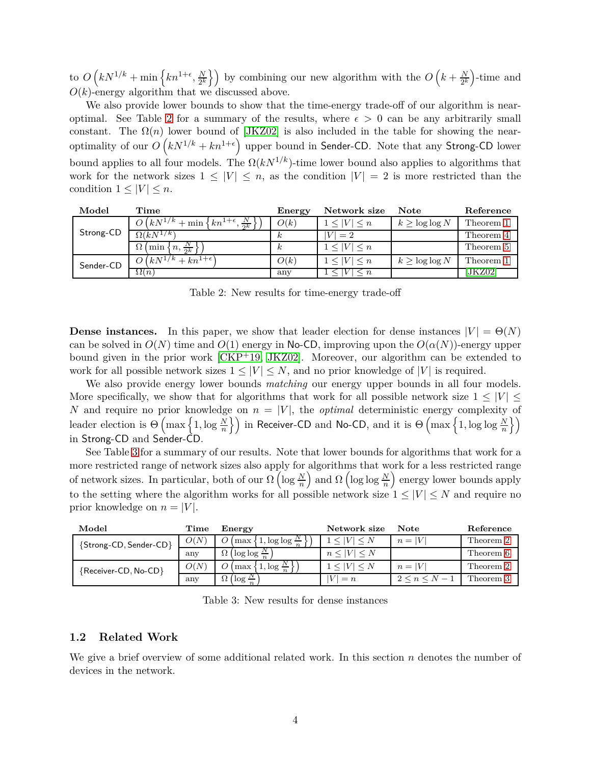to $O\left(kN^{1/k} + \min\left\{kn^{1+\epsilon}, \frac{N}{2^k}\right\}\right)$ by combining our new algorithm with the $O\left(k + \frac{N}{2^k}\right)$-time and $O(k)$-energy algorithm that we discussed above.

We also provide lower bounds to show that the time-energy trade-off of our algorithm is near-optimal. See Table 2 for a summary of the results, where $\epsilon > 0$ can be any arbitrarily small constant. The $\Omega(n)$ lower bound of [JKZ02] is also included in the table for showing the near-optimality of our $O\left(kN^{1/k} + kn^{1+\epsilon}\right)$ upper bound in Sender-CD. Note that any Strong-CD lower bound applies to all four models. The $\Omega(kN^{1/k})$-time lower bound also applies to algorithms that work for the network sizes $1 \le |V| \le n$, as the condition $|V| = 2$ is more restricted than the condition $1 \le |V| \le n$.

| Model | Time | Energy | Network size | Note | Reference |
|---|---|---|---|---|---|
| Strong-CD | $O\left(kN^{1/k} + \min\left\{kn^{1+\epsilon}, \frac{N}{2^k}\right\}\right)$ | $O(k)$ | $1 \le \|V\| \le n$ | $k \ge \log\log N$ | Theorem 1 |
| | $\Omega(kN^{1/k})$ | $k$ | $\|V\| = 2$ | | Theorem 4 |
| | $\Omega\left(\min\left\{n, \frac{N}{2^k}\right\}\right)$ | $k$ | $1 \le \|V\| \le n$ | | Theorem 5 |
| Sender-CD | $O\left(kN^{1/k} + kn^{1+\epsilon}\right)$ | $O(k)$ | $1 \le \|V\| \le n$ | $k \ge \log\log N$ | Theorem 1 |
| | $\Omega(n)$ | any | $1 \le \|V\| \le n$ | | [JKZ02] |

Table 2: New results for time-energy trade-off

**Dense instances.** In this paper, we show that leader election for dense instances $|V| = \Theta(N)$ can be solved in $O(N)$ time and $O(1)$ energy in No-CD, improving upon the $O(\alpha(N))$-energy upper bound given in the prior work [CKP+19, JKZ02]. Moreover, our algorithm can be extended to work for all possible network sizes $1 \le |V| \le N$, and no prior knowledge of $|V|$ is required.

We also provide energy lower bounds *matching* our energy upper bounds in all four models. More specifically, we show that for algorithms that work for all possible network size $1 \le |V| \le N$ and require no prior knowledge on $n = |V|$, the *optimal* deterministic energy complexity of leader election is $\Theta\left(\max\left\{1, \log\frac{N}{n}\right\}\right)$ in Receiver-CD and No-CD, and it is $\Theta\left(\max\left\{1, \log\log\frac{N}{n}\right\}\right)$ in Strong-CD and Sender-CD.

See Table 3 for a summary of our results. Note that lower bounds for algorithms that work for a more restricted range of network sizes also apply for algorithms that work for a less restricted range of network sizes. In particular, both of our $\Omega\left(\log\frac{N}{n}\right)$ and $\Omega\left(\log\log\frac{N}{n}\right)$ energy lower bounds apply to the setting where the algorithm works for all possible network size $1 \le |V| \le N$ and require no prior knowledge on $n = |V|$.

| Model | Time | Energy | Network size | Note | Reference |
|---|---|---|---|---|---|
| {Strong-CD, Sender-CD} | $O(N)$ | $O\left(\max\left\{1, \log\log\frac{N}{n}\right\}\right)$ | $1 \le \|V\| \le N$ | $n = \|V\|$ | Theorem 2 |
| | any | $\Omega\left(\log\log\frac{N}{n}\right)$ | $n \le \|V\| \le N$ | | Theorem 6 |
| {Receiver-CD, No-CD} | $O(N)$ | $O\left(\max\left\{1, \log\frac{N}{n}\right\}\right)$ | $1 \le \|V\| \le N$ | $n = \|V\|$ | Theorem 2 |
| | any | $\Omega\left(\log\frac{N}{n}\right)$ | $\|V\| = n$ | $2 \le n \le N-1$ | Theorem 3 |

Table 3: New results for dense instances

## 1.2 Related Work

We give a brief overview of some additional related work. In this section $n$ denotes the number of devices in the network.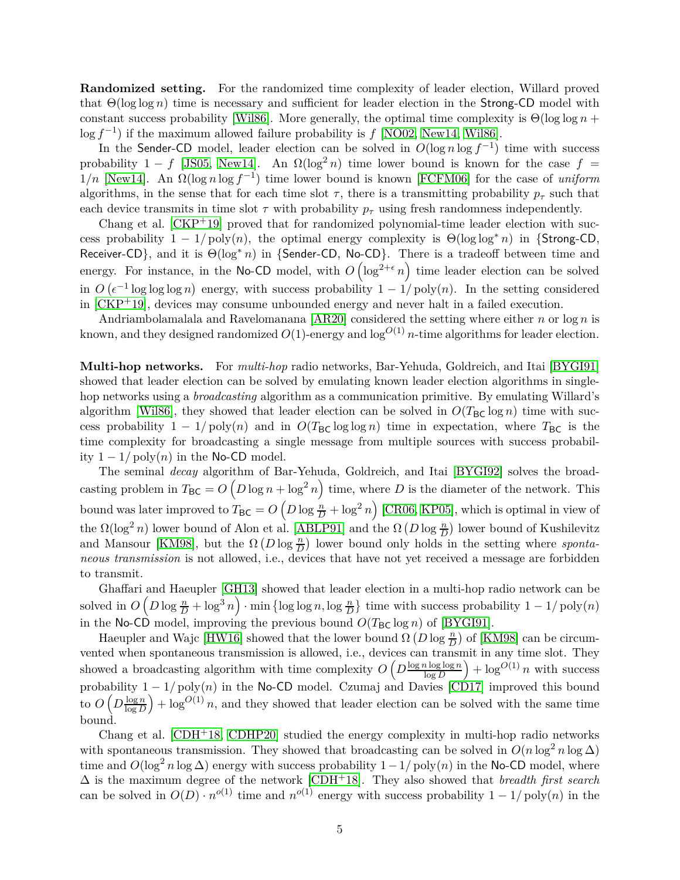**Randomized setting.** For the randomized time complexity of leader election, Willard proved that $\Theta(\log\log n)$ time is necessary and sufficient for leader election in the Strong-CD model with constant success probability [Wil86]. More generally, the optimal time complexity is $\Theta(\log\log n + \log f^{-1})$ if the maximum allowed failure probability is $f$ [NO02, New14, Wil86].

In the Sender-CD model, leader election can be solved in $O(\log n \log f^{-1})$ time with success probability $1 - f$ [JS05, New14]. An $\Omega(\log^2 n)$ time lower bound is known for the case $f = 1/n$ [New14]. An $\Omega(\log n \log f^{-1})$ time lower bound is known [FCFM06] for the case of *uniform* algorithms, in the sense that for each time slot $\tau$, there is a transmitting probability $p_\tau$ such that each device transmits in time slot $\tau$ with probability $p_\tau$ using fresh randomness independently.

Chang et al. [CKP+19] proved that for randomized polynomial-time leader election with success probability $1 - 1/\mathrm{poly}(n)$, the optimal energy complexity is $\Theta(\log\log^* n)$ in {Strong-CD, Receiver-CD}, and it is $\Theta(\log^* n)$ in {Sender-CD, No-CD}. There is a tradeoff between time and energy. For instance, in the No-CD model, with $O\left(\log^{2+\epsilon} n\right)$ time leader election can be solved in $O\left(\epsilon^{-1}\log\log\log n\right)$ energy, with success probability $1 - 1/\mathrm{poly}(n)$. In the setting considered in [CKP+19], devices may consume unbounded energy and never halt in a failed execution.

Andriambolamalala and Ravelomanana [AR20] considered the setting where either $n$ or $\log n$ is known, and they designed randomized $O(1)$-energy and $\log^{O(1)} n$-time algorithms for leader election.

**Multi-hop networks.** For *multi-hop* radio networks, Bar-Yehuda, Goldreich, and Itai [BYGI91] showed that leader election can be solved by emulating known leader election algorithms in single-hop networks using a *broadcasting* algorithm as a communication primitive. By emulating Willard's algorithm [Wil86], they showed that leader election can be solved in $O(T_{\mathsf{BC}} \log n)$ time with success probability $1 - 1/\mathrm{poly}(n)$ and in $O(T_{\mathsf{BC}} \log\log n)$ time in expectation, where $T_{\mathsf{BC}}$ is the time complexity for broadcasting a single message from multiple sources with success probability $1 - 1/\mathrm{poly}(n)$ in the No-CD model.

The seminal *decay* algorithm of Bar-Yehuda, Goldreich, and Itai [BYGI92] solves the broadcasting problem in $T_{\mathsf{BC}} = O\left(D \log n + \log^2 n\right)$ time, where $D$ is the diameter of the network. This bound was later improved to $T_{\mathsf{BC}} = O\left(D \log \frac{n}{D} + \log^2 n\right)$ [CR06, KP05], which is optimal in view of the $\Omega(\log^2 n)$ lower bound of Alon et al. [ABLP91] and the $\Omega\left(D \log \frac{n}{D}\right)$ lower bound of Kushilevitz and Mansour [KM98], but the $\Omega\left(D \log \frac{n}{D}\right)$ lower bound only holds in the setting where *spontaneous transmission* is not allowed, i.e., devices that have not yet received a message are forbidden to transmit.

Ghaffari and Haeupler [GH13] showed that leader election in a multi-hop radio network can be solved in $O\left(D \log \frac{n}{D} + \log^3 n\right) \cdot \min\left\{\log\log n, \log \frac{n}{D}\right\}$ time with success probability $1 - 1/\mathrm{poly}(n)$ in the No-CD model, improving the previous bound $O(T_{\mathsf{BC}} \log n)$ of [BYGI91].

Haeupler and Wajc [HW16] showed that the lower bound $\Omega\left(D \log \frac{n}{D}\right)$ of [KM98] can be circumvented when spontaneous transmission is allowed, i.e., devices can transmit in any time slot. They showed a broadcasting algorithm with time complexity $O\left(D \frac{\log n \log\log n}{\log D}\right) + \log^{O(1)} n$ with success probability $1 - 1/\mathrm{poly}(n)$ in the No-CD model. Czumaj and Davies [CD17] improved this bound to $O\left(D \frac{\log n}{\log D}\right) + \log^{O(1)} n$, and they showed that leader election can be solved with the same time bound.

Chang et al. [CDH+18, CDHP20] studied the energy complexity in multi-hop radio networks with spontaneous transmission. They showed that broadcasting can be solved in $O(n \log^2 n \log \Delta)$ time and $O(\log^2 n \log \Delta)$ energy with success probability $1 - 1/\mathrm{poly}(n)$ in the No-CD model, where $\Delta$ is the maximum degree of the network [CDH+18]. They also showed that *breadth first search* can be solved in $O(D) \cdot n^{o(1)}$ time and $n^{o(1)}$ energy with success probability $1 - 1/\mathrm{poly}(n)$ in the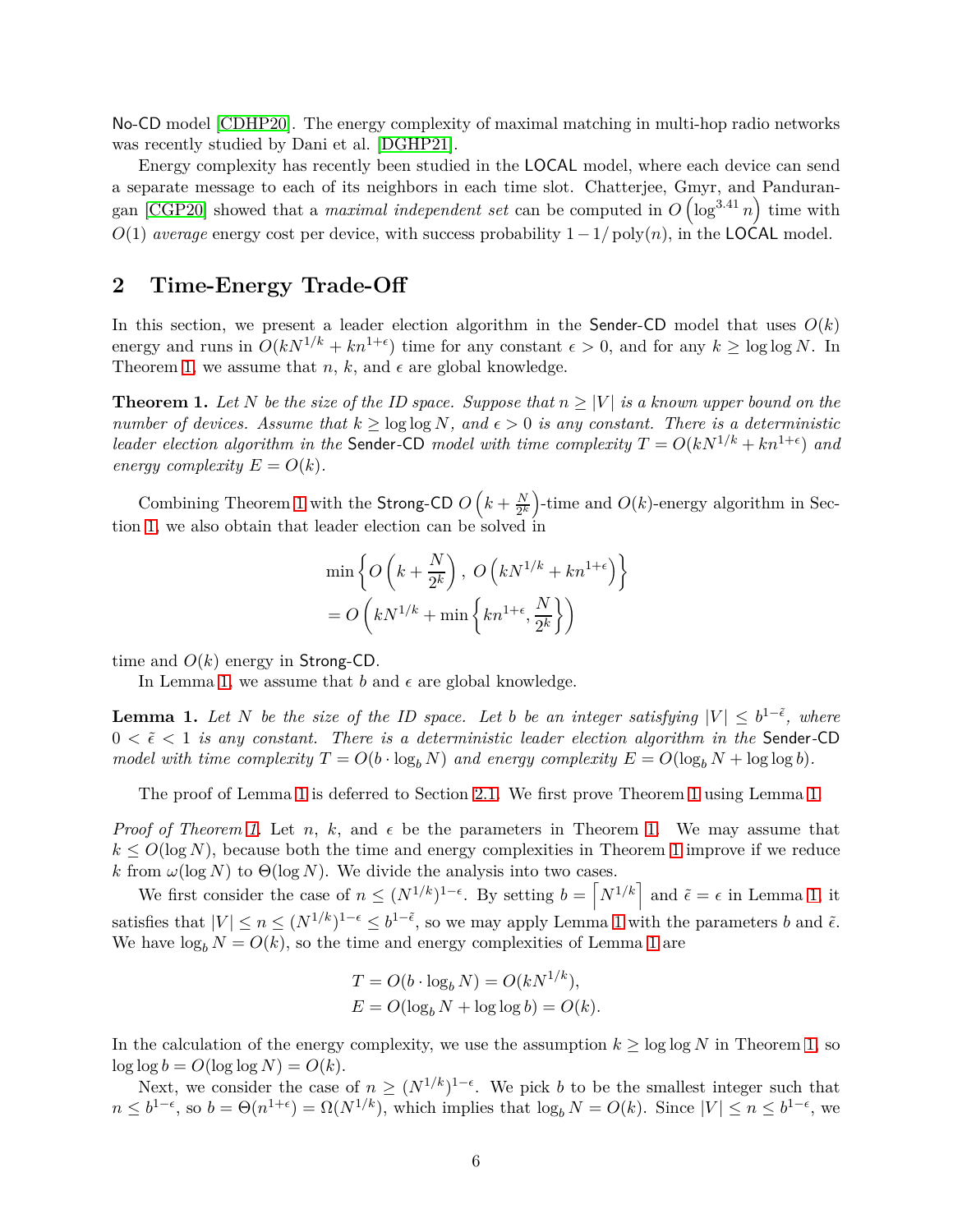No-CD model [CDHP20]. The energy complexity of maximal matching in multi-hop radio networks was recently studied by Dani et al. [DGHP21].

Energy complexity has recently been studied in the LOCAL model, where each device can send a separate message to each of its neighbors in each time slot. Chatterjee, Gmyr, and Pandurangan [CGP20] showed that a *maximal independent set* can be computed in $O\left(\log^{3.41} n\right)$ time with $O(1)$ *average* energy cost per device, with success probability $1 - 1/\operatorname{poly}(n)$, in the LOCAL model.

## 2 Time-Energy Trade-Off

In this section, we present a leader election algorithm in the Sender-CD model that uses $O(k)$ energy and runs in $O(kN^{1/k} + kn^{1+\epsilon})$ time for any constant $\epsilon > 0$, and for any $k \geq \log\log N$. In Theorem 1, we assume that $n$, $k$, and $\epsilon$ are global knowledge.

**Theorem 1.** *Let $N$ be the size of the ID space. Suppose that $n \geq |V|$ is a known upper bound on the number of devices. Assume that $k \geq \log\log N$, and $\epsilon > 0$ is any constant. There is a deterministic leader election algorithm in the Sender-CD model with time complexity $T = O(kN^{1/k} + kn^{1+\epsilon})$ and energy complexity $E = O(k)$.*

Combining Theorem 1 with the Strong-CD $O\left(k + \frac{N}{2^k}\right)$-time and $O(k)$-energy algorithm in Section 1, we also obtain that leader election can be solved in

$$
\begin{aligned}
&\min\left\{O\left(k + \frac{N}{2^k}\right),\ O\left(kN^{1/k} + kn^{1+\epsilon}\right)\right\} \\
&= O\left(kN^{1/k} + \min\left\{kn^{1+\epsilon}, \frac{N}{2^k}\right\}\right)
\end{aligned}
$$

time and $O(k)$ energy in Strong-CD.

In Lemma 1, we assume that $b$ and $\epsilon$ are global knowledge.

**Lemma 1.** *Let $N$ be the size of the ID space. Let $b$ be an integer satisfying $|V| \leq b^{1-\tilde{\epsilon}}$, where $0 < \tilde{\epsilon} < 1$ is any constant. There is a deterministic leader election algorithm in the Sender-CD model with time complexity $T = O(b \cdot \log_b N)$ and energy complexity $E = O(\log_b N + \log\log b)$.*

The proof of Lemma 1 is deferred to Section 2.1. We first prove Theorem 1 using Lemma 1.

*Proof of Theorem 1.* Let $n$, $k$, and $\epsilon$ be the parameters in Theorem 1. We may assume that $k \leq O(\log N)$, because both the time and energy complexities in Theorem 1 improve if we reduce $k$ from $\omega(\log N)$ to $\Theta(\log N)$. We divide the analysis into two cases.

We first consider the case of $n \leq (N^{1/k})^{1-\epsilon}$. By setting $b = \left\lceil N^{1/k} \right\rceil$ and $\tilde{\epsilon} = \epsilon$ in Lemma 1, it satisfies that $|V| \leq n \leq (N^{1/k})^{1-\epsilon} \leq b^{1-\tilde{\epsilon}}$, so we may apply Lemma 1 with the parameters $b$ and $\tilde{\epsilon}$. We have $\log_b N = O(k)$, so the time and energy complexities of Lemma 1 are

$$
\begin{aligned}
T &= O(b \cdot \log_b N) = O(kN^{1/k}), \\
E &= O(\log_b N + \log\log b) = O(k).
\end{aligned}
$$

In the calculation of the energy complexity, we use the assumption $k \geq \log\log N$ in Theorem 1, so $\log\log b = O(\log\log N) = O(k)$.

Next, we consider the case of $n \geq (N^{1/k})^{1-\epsilon}$. We pick $b$ to be the smallest integer such that $n \leq b^{1-\epsilon}$, so $b = \Theta(n^{1+\epsilon}) = \Omega(N^{1/k})$, which implies that $\log_b N = O(k)$. Since $|V| \leq n \leq b^{1-\epsilon}$, we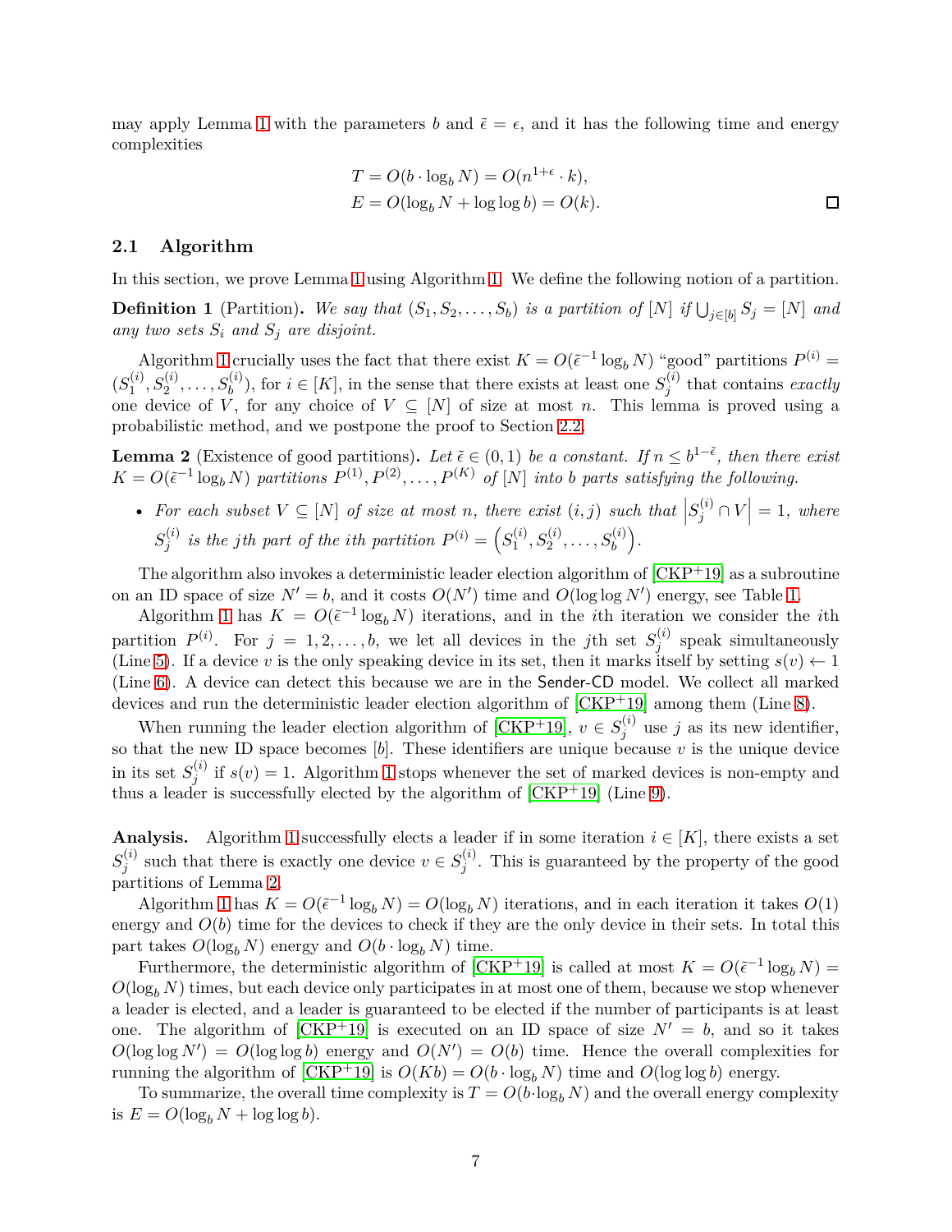may apply Lemma 1 with the parameters $b$ and $\tilde{\epsilon} = \epsilon$, and it has the following time and energy complexities

$$T = O(b \cdot \log_b N) = O(n^{1+\epsilon} \cdot k),$$
$$E = O(\log_b N + \log\log b) = O(k).$$

□

### 2.1 Algorithm

In this section, we prove Lemma 1 using Algorithm 1. We define the following notion of a partition.

**Definition 1** (Partition)**.** *We say that $(S_1, S_2, \ldots, S_b)$ is a partition of $[N]$ if $\bigcup_{j\in[b]} S_j = [N]$ and any two sets $S_i$ and $S_j$ are disjoint.*

Algorithm 1 crucially uses the fact that there exist $K = O(\tilde{\epsilon}^{-1} \log_b N)$ "good" partitions $P^{(i)} = (S_1^{(i)}, S_2^{(i)}, \ldots, S_b^{(i)})$, for $i \in [K]$, in the sense that there exists at least one $S_j^{(i)}$ that contains *exactly* one device of $V$, for any choice of $V \subseteq [N]$ of size at most $n$. This lemma is proved using a probabilistic method, and we postpone the proof to Section 2.2.

**Lemma 2** (Existence of good partitions)**.** *Let $\tilde{\epsilon} \in (0, 1)$ be a constant. If $n \leq b^{1-\tilde{\epsilon}}$, then there exist $K = O(\tilde{\epsilon}^{-1} \log_b N)$ partitions $P^{(1)}, P^{(2)}, \ldots, P^{(K)}$ of $[N]$ into $b$ parts satisfying the following.*

- *For each subset $V \subseteq [N]$ of size at most $n$, there exist $(i, j)$ such that $\left|S_j^{(i)} \cap V\right| = 1$, where $S_j^{(i)}$ is the jth part of the ith partition $P^{(i)} = \left(S_1^{(i)}, S_2^{(i)}, \ldots, S_b^{(i)}\right)$.*

The algorithm also invokes a deterministic leader election algorithm of [CKP+19] as a subroutine on an ID space of size $N' = b$, and it costs $O(N')$ time and $O(\log\log N')$ energy, see Table 1.

Algorithm 1 has $K = O(\tilde{\epsilon}^{-1} \log_b N)$ iterations, and in the $i$th iteration we consider the $i$th partition $P^{(i)}$. For $j = 1, 2, \ldots, b$, we let all devices in the $j$th set $S_j^{(i)}$ speak simultaneously (Line 5). If a device $v$ is the only speaking device in its set, then it marks itself by setting $s(v) \leftarrow 1$ (Line 6). A device can detect this because we are in the Sender-CD model. We collect all marked devices and run the deterministic leader election algorithm of [CKP+19] among them (Line 8).

When running the leader election algorithm of [CKP+19], $v \in S_j^{(i)}$ use $j$ as its new identifier, so that the new ID space becomes $[b]$. These identifiers are unique because $v$ is the unique device in its set $S_j^{(i)}$ if $s(v) = 1$. Algorithm 1 stops whenever the set of marked devices is non-empty and thus a leader is successfully elected by the algorithm of [CKP+19] (Line 9).

**Analysis.** Algorithm 1 successfully elects a leader if in some iteration $i \in [K]$, there exists a set $S_j^{(i)}$ such that there is exactly one device $v \in S_j^{(i)}$. This is guaranteed by the property of the good partitions of Lemma 2.

Algorithm 1 has $K = O(\tilde{\epsilon}^{-1} \log_b N) = O(\log_b N)$ iterations, and in each iteration it takes $O(1)$ energy and $O(b)$ time for the devices to check if they are the only device in their sets. In total this part takes $O(\log_b N)$ energy and $O(b \cdot \log_b N)$ time.

Furthermore, the deterministic algorithm of [CKP+19] is called at most $K = O(\tilde{\epsilon}^{-1} \log_b N) = O(\log_b N)$ times, but each device only participates in at most one of them, because we stop whenever a leader is elected, and a leader is guaranteed to be elected if the number of participants is at least one. The algorithm of [CKP+19] is executed on an ID space of size $N' = b$, and so it takes $O(\log\log N') = O(\log\log b)$ energy and $O(N') = O(b)$ time. Hence the overall complexities for running the algorithm of [CKP+19] is $O(Kb) = O(b \cdot \log_b N)$ time and $O(\log\log b)$ energy.

To summarize, the overall time complexity is $T = O(b \cdot \log_b N)$ and the overall energy complexity is $E = O(\log_b N + \log\log b)$.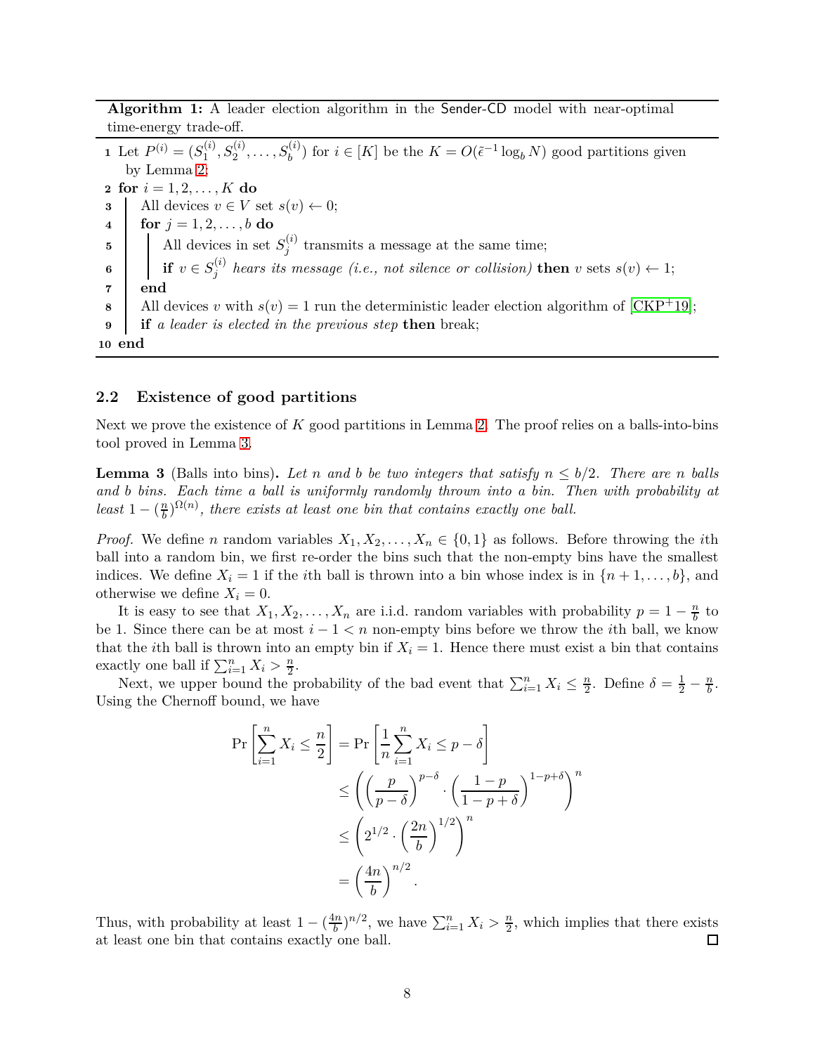**Algorithm 1:** A leader election algorithm in the Sender-CD model with near-optimal time-energy trade-off.

```
1  Let P^(i) = (S_1^(i), S_2^(i), ..., S_b^(i)) for i ∈ [K] be the K = O(ε̃^{-1} log_b N) good partitions given
   by Lemma 2;
2  for i = 1, 2, ..., K do
3      All devices v ∈ V set s(v) ← 0;
4      for j = 1, 2, ..., b do
5          All devices in set S_j^(i) transmits a message at the same time;
6          if v ∈ S_j^(i) hears its message (i.e., not silence or collision) then v sets s(v) ← 1;
7      end
8      All devices v with s(v) = 1 run the deterministic leader election algorithm of [CKP+19];
9      if a leader is elected in the previous step then break;
10 end
```

### 2.2 Existence of good partitions

Next we prove the existence of $K$ good partitions in Lemma 2. The proof relies on a balls-into-bins tool proved in Lemma 3.

**Lemma 3** (Balls into bins)**.** *Let $n$ and $b$ be two integers that satisfy $n \le b/2$. There are $n$ balls and $b$ bins. Each time a ball is uniformly randomly thrown into a bin. Then with probability at least $1 - (\frac{n}{b})^{\Omega(n)}$, there exists at least one bin that contains exactly one ball.*

*Proof.* We define $n$ random variables $X_1, X_2, \ldots, X_n \in \{0, 1\}$ as follows. Before throwing the $i$th ball into a random bin, we first re-order the bins such that the non-empty bins have the smallest indices. We define $X_i = 1$ if the $i$th ball is thrown into a bin whose index is in $\{n+1, \ldots, b\}$, and otherwise we define $X_i = 0$.

It is easy to see that $X_1, X_2, \ldots, X_n$ are i.i.d. random variables with probability $p = 1 - \frac{n}{b}$ to be 1. Since there can be at most $i - 1 < n$ non-empty bins before we throw the $i$th ball, we know that the $i$th ball is thrown into an empty bin if $X_i = 1$. Hence there must exist a bin that contains exactly one ball if $\sum_{i=1}^n X_i > \frac{n}{2}$.

Next, we upper bound the probability of the bad event that $\sum_{i=1}^n X_i \le \frac{n}{2}$. Define $\delta = \frac{1}{2} - \frac{n}{b}$. Using the Chernoff bound, we have

$$
\begin{aligned}
\Pr\left[\sum_{i=1}^n X_i \le \frac{n}{2}\right] &= \Pr\left[\frac{1}{n}\sum_{i=1}^n X_i \le p - \delta\right] \\
&\le \left(\left(\frac{p}{p-\delta}\right)^{p-\delta} \cdot \left(\frac{1-p}{1-p+\delta}\right)^{1-p+\delta}\right)^n \\
&\le \left(2^{1/2} \cdot \left(\frac{2n}{b}\right)^{1/2}\right)^n \\
&= \left(\frac{4n}{b}\right)^{n/2}.
\end{aligned}
$$

Thus, with probability at least $1 - (\frac{4n}{b})^{n/2}$, we have $\sum_{i=1}^n X_i > \frac{n}{2}$, which implies that there exists at least one bin that contains exactly one ball. ◻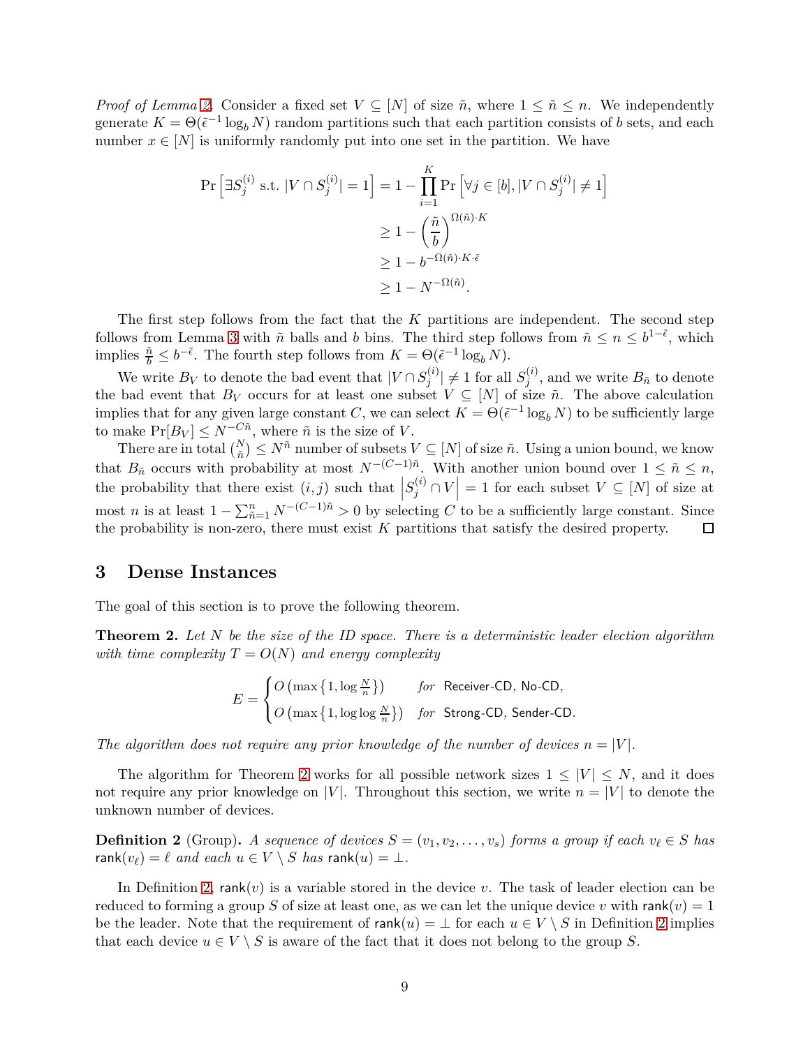*Proof of Lemma 2.* Consider a fixed set $V \subseteq [N]$ of size $\tilde{n}$, where $1 \le \tilde{n} \le n$. We independently generate $K = \Theta(\tilde{\epsilon}^{-1} \log_b N)$ random partitions such that each partition consists of $b$ sets, and each number $x \in [N]$ is uniformly randomly put into one set in the partition. We have

$$
\begin{aligned}
\Pr\left[\exists S_j^{(i)} \text{ s.t. } |V \cap S_j^{(i)}| = 1\right] &= 1 - \prod_{i=1}^{K} \Pr\left[\forall j \in [b], |V \cap S_j^{(i)}| \neq 1\right] \\
&\ge 1 - \left(\frac{\tilde{n}}{b}\right)^{\Omega(\tilde{n}) \cdot K} \\
&\ge 1 - b^{-\Omega(\tilde{n}) \cdot K \cdot \tilde{\epsilon}} \\
&\ge 1 - N^{-\Omega(\tilde{n})}.
\end{aligned}
$$

The first step follows from the fact that the $K$ partitions are independent. The second step follows from Lemma 3 with $\tilde{n}$ balls and $b$ bins. The third step follows from $\tilde{n} \le n \le b^{1-\tilde{\epsilon}}$, which implies $\frac{\tilde{n}}{b} \le b^{-\tilde{\epsilon}}$. The fourth step follows from $K = \Theta(\tilde{\epsilon}^{-1} \log_b N)$.

We write $B_V$ to denote the bad event that $|V \cap S_j^{(i)}| \neq 1$ for all $S_j^{(i)}$, and we write $B_{\tilde{n}}$ to denote the bad event that $B_V$ occurs for at least one subset $V \subseteq [N]$ of size $\tilde{n}$. The above calculation implies that for any given large constant $C$, we can select $K = \Theta(\tilde{\epsilon}^{-1} \log_b N)$ to be sufficiently large to make $\Pr[B_V] \le N^{-C\tilde{n}}$, where $\tilde{n}$ is the size of $V$.

There are in total $\binom{N}{\tilde{n}} \le N^{\tilde{n}}$ number of subsets $V \subseteq [N]$ of size $\tilde{n}$. Using a union bound, we know that $B_{\tilde{n}}$ occurs with probability at most $N^{-(C-1)\tilde{n}}$. With another union bound over $1 \le \tilde{n} \le n$, the probability that there exist $(i, j)$ such that $\left|S_j^{(i)} \cap V\right| = 1$ for each subset $V \subseteq [N]$ of size at most $n$ is at least $1 - \sum_{\tilde{n}=1}^{n} N^{-(C-1)\tilde{n}} > 0$ by selecting $C$ to be a sufficiently large constant. Since the probability is non-zero, there must exist $K$ partitions that satisfy the desired property. ◻

# 3 Dense Instances

The goal of this section is to prove the following theorem.

**Theorem 2.** *Let $N$ be the size of the ID space. There is a deterministic leader election algorithm with time complexity $T = O(N)$ and energy complexity*

$$
E = \begin{cases} O\left(\max\left\{1, \log \frac{N}{n}\right\}\right) & \text{for } \textsf{Receiver-CD}, \textsf{No-CD}, \\ O\left(\max\left\{1, \log\log \frac{N}{n}\right\}\right) & \text{for } \textsf{Strong-CD}, \textsf{Sender-CD}. \end{cases}
$$

*The algorithm does not require any prior knowledge of the number of devices $n = |V|$.*

The algorithm for Theorem 2 works for all possible network sizes $1 \le |V| \le N$, and it does not require any prior knowledge on $|V|$. Throughout this section, we write $n = |V|$ to denote the unknown number of devices.

**Definition 2** (Group)**.** *A sequence of devices $S = (v_1, v_2, \ldots, v_s)$ forms a group if each $v_\ell \in S$ has $\mathsf{rank}(v_\ell) = \ell$ and each $u \in V \setminus S$ has $\mathsf{rank}(u) = \perp$.*

In Definition 2, $\mathsf{rank}(v)$ is a variable stored in the device $v$. The task of leader election can be reduced to forming a group $S$ of size at least one, as we can let the unique device $v$ with $\mathsf{rank}(v) = 1$ be the leader. Note that the requirement of $\mathsf{rank}(u) = \perp$ for each $u \in V \setminus S$ in Definition 2 implies that each device $u \in V \setminus S$ is aware of the fact that it does not belong to the group $S$.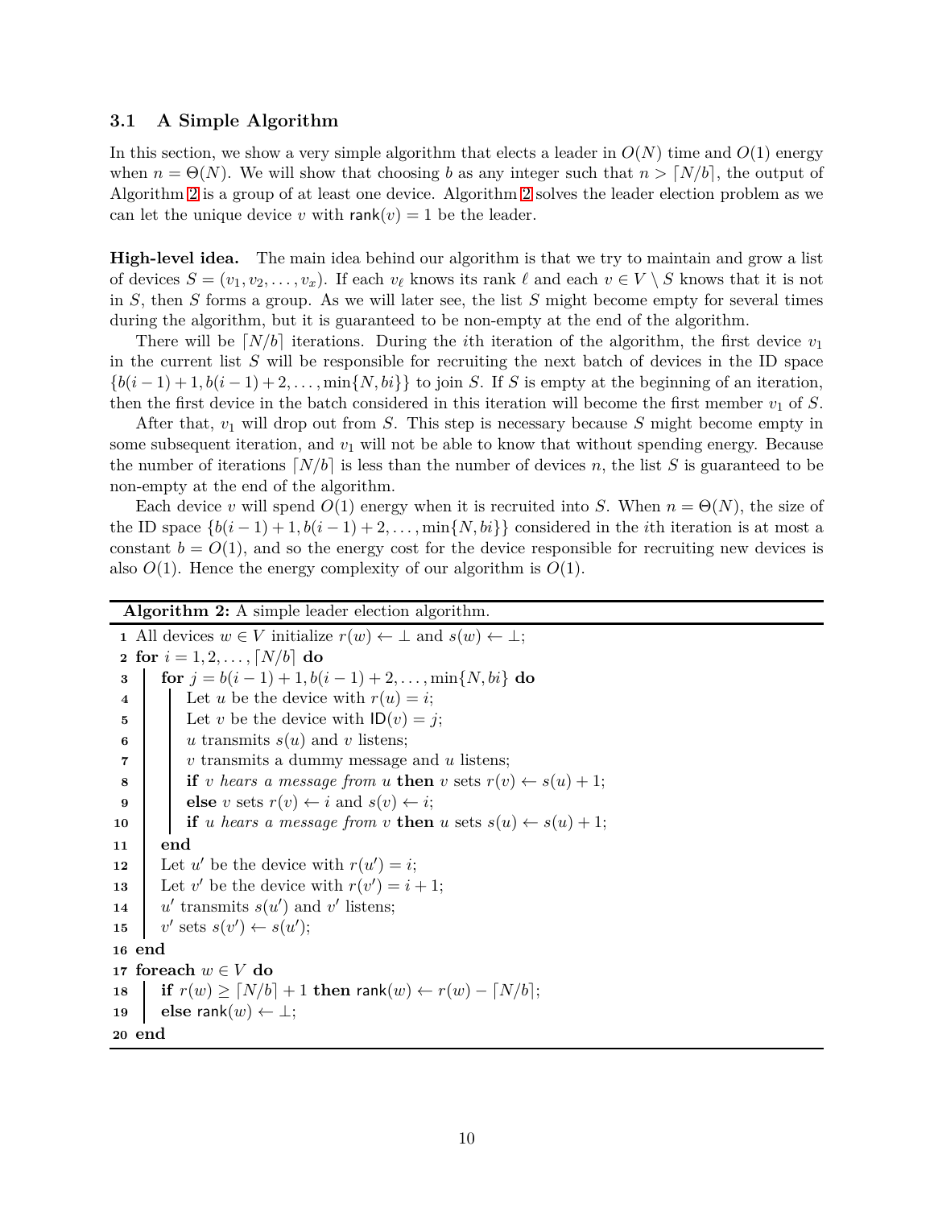### 3.1 A Simple Algorithm

In this section, we show a very simple algorithm that elects a leader in $O(N)$ time and $O(1)$ energy when $n = \Theta(N)$. We will show that choosing $b$ as any integer such that $n > \lceil N/b \rceil$, the output of Algorithm 2 is a group of at least one device. Algorithm 2 solves the leader election problem as we can let the unique device $v$ with $\mathsf{rank}(v) = 1$ be the leader.

**High-level idea.** The main idea behind our algorithm is that we try to maintain and grow a list of devices $S = (v_1, v_2, \ldots, v_x)$. If each $v_\ell$ knows its rank $\ell$ and each $v \in V \setminus S$ knows that it is not in $S$, then $S$ forms a group. As we will later see, the list $S$ might become empty for several times during the algorithm, but it is guaranteed to be non-empty at the end of the algorithm.

There will be $\lceil N/b \rceil$ iterations. During the $i$th iteration of the algorithm, the first device $v_1$ in the current list $S$ will be responsible for recruiting the next batch of devices in the ID space $\{b(i-1)+1, b(i-1)+2, \ldots, \min\{N, bi\}\}$ to join $S$. If $S$ is empty at the beginning of an iteration, then the first device in the batch considered in this iteration will become the first member $v_1$ of $S$.

After that, $v_1$ will drop out from $S$. This step is necessary because $S$ might become empty in some subsequent iteration, and $v_1$ will not be able to know that without spending energy. Because the number of iterations $\lceil N/b \rceil$ is less than the number of devices $n$, the list $S$ is guaranteed to be non-empty at the end of the algorithm.

Each device $v$ will spend $O(1)$ energy when it is recruited into $S$. When $n = \Theta(N)$, the size of the ID space $\{b(i-1)+1, b(i-1)+2, \ldots, \min\{N, bi\}\}$ considered in the $i$th iteration is at most a constant $b = O(1)$, and so the energy cost for the device responsible for recruiting new devices is also $O(1)$. Hence the energy complexity of our algorithm is $O(1)$.

**Algorithm 2:** A simple leader election algorithm.

```
1  All devices w ∈ V initialize r(w) ← ⊥ and s(w) ← ⊥;
2  for i = 1, 2, ..., ⌈N/b⌉ do
3  |  for j = b(i−1)+1, b(i−1)+2, ..., min{N, bi} do
4  |  |  Let u be the device with r(u) = i;
5  |  |  Let v be the device with ID(v) = j;
6  |  |  u transmits s(u) and v listens;
7  |  |  v transmits a dummy message and u listens;
8  |  |  if v hears a message from u then v sets r(v) ← s(u) + 1;
9  |  |  else v sets r(v) ← i and s(v) ← i;
10 |  |  if u hears a message from v then u sets s(u) ← s(u) + 1;
11 |  end
12 |  Let u' be the device with r(u') = i;
13 |  Let v' be the device with r(v') = i + 1;
14 |  u' transmits s(u') and v' listens;
15 |  v' sets s(v') ← s(u');
16 end
17 foreach w ∈ V do
18 |  if r(w) ≥ ⌈N/b⌉ + 1 then rank(w) ← r(w) − ⌈N/b⌉;
19 |  else rank(w) ← ⊥;
20 end
```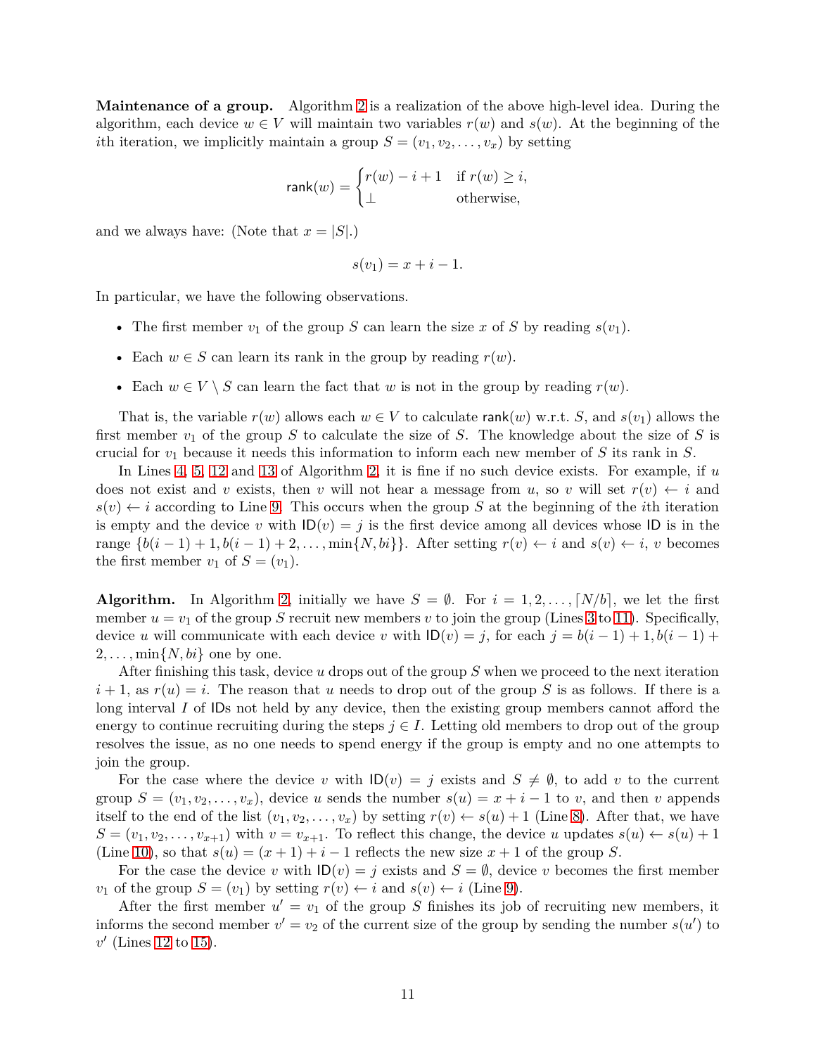**Maintenance of a group.** Algorithm 2 is a realization of the above high-level idea. During the algorithm, each device $w \in V$ will maintain two variables $r(w)$ and $s(w)$. At the beginning of the $i$th iteration, we implicitly maintain a group $S = (v_1, v_2, \ldots, v_x)$ by setting

$$\mathsf{rank}(w) = \begin{cases} r(w) - i + 1 & \text{if } r(w) \geq i, \\ \perp & \text{otherwise,} \end{cases}$$

and we always have: (Note that $x = |S|$.)

$$s(v_1) = x + i - 1.$$

In particular, we have the following observations.

- The first member $v_1$ of the group $S$ can learn the size $x$ of $S$ by reading $s(v_1)$.
- Each $w \in S$ can learn its rank in the group by reading $r(w)$.
- Each $w \in V \setminus S$ can learn the fact that $w$ is not in the group by reading $r(w)$.

That is, the variable $r(w)$ allows each $w \in V$ to calculate $\mathsf{rank}(w)$ w.r.t. $S$, and $s(v_1)$ allows the first member $v_1$ of the group $S$ to calculate the size of $S$. The knowledge about the size of $S$ is crucial for $v_1$ because it needs this information to inform each new member of $S$ its rank in $S$.

In Lines 4, 5, 12 and 13 of Algorithm 2, it is fine if no such device exists. For example, if $u$ does not exist and $v$ exists, then $v$ will not hear a message from $u$, so $v$ will set $r(v) \leftarrow i$ and $s(v) \leftarrow i$ according to Line 9. This occurs when the group $S$ at the beginning of the $i$th iteration is empty and the device $v$ with $\mathsf{ID}(v) = j$ is the first device among all devices whose $\mathsf{ID}$ is in the range $\{b(i-1)+1, b(i-1)+2, \ldots, \min\{N, bi\}\}$. After setting $r(v) \leftarrow i$ and $s(v) \leftarrow i$, $v$ becomes the first member $v_1$ of $S = (v_1)$.

**Algorithm.** In Algorithm 2, initially we have $S = \emptyset$. For $i = 1, 2, \ldots, \lceil N/b \rceil$, we let the first member $u = v_1$ of the group $S$ recruit new members $v$ to join the group (Lines 3 to 11). Specifically, device $u$ will communicate with each device $v$ with $\mathsf{ID}(v) = j$, for each $j = b(i-1)+1, b(i-1)+2, \ldots, \min\{N, bi\}$ one by one.

After finishing this task, device $u$ drops out of the group $S$ when we proceed to the next iteration $i+1$, as $r(u) = i$. The reason that $u$ needs to drop out of the group $S$ is as follows. If there is a long interval $I$ of $\mathsf{ID}$s not held by any device, then the existing group members cannot afford the energy to continue recruiting during the steps $j \in I$. Letting old members to drop out of the group resolves the issue, as no one needs to spend energy if the group is empty and no one attempts to join the group.

For the case where the device $v$ with $\mathsf{ID}(v) = j$ exists and $S \neq \emptyset$, to add $v$ to the current group $S = (v_1, v_2, \ldots, v_x)$, device $u$ sends the number $s(u) = x + i - 1$ to $v$, and then $v$ appends itself to the end of the list $(v_1, v_2, \ldots, v_x)$ by setting $r(v) \leftarrow s(u) + 1$ (Line 8). After that, we have $S = (v_1, v_2, \ldots, v_{x+1})$ with $v = v_{x+1}$. To reflect this change, the device $u$ updates $s(u) \leftarrow s(u) + 1$ (Line 10), so that $s(u) = (x+1) + i - 1$ reflects the new size $x + 1$ of the group $S$.

For the case the device $v$ with $\mathsf{ID}(v) = j$ exists and $S = \emptyset$, device $v$ becomes the first member $v_1$ of the group $S = (v_1)$ by setting $r(v) \leftarrow i$ and $s(v) \leftarrow i$ (Line 9).

After the first member $u' = v_1$ of the group $S$ finishes its job of recruiting new members, it informs the second member $v' = v_2$ of the current size of the group by sending the number $s(u')$ to $v'$ (Lines 12 to 15).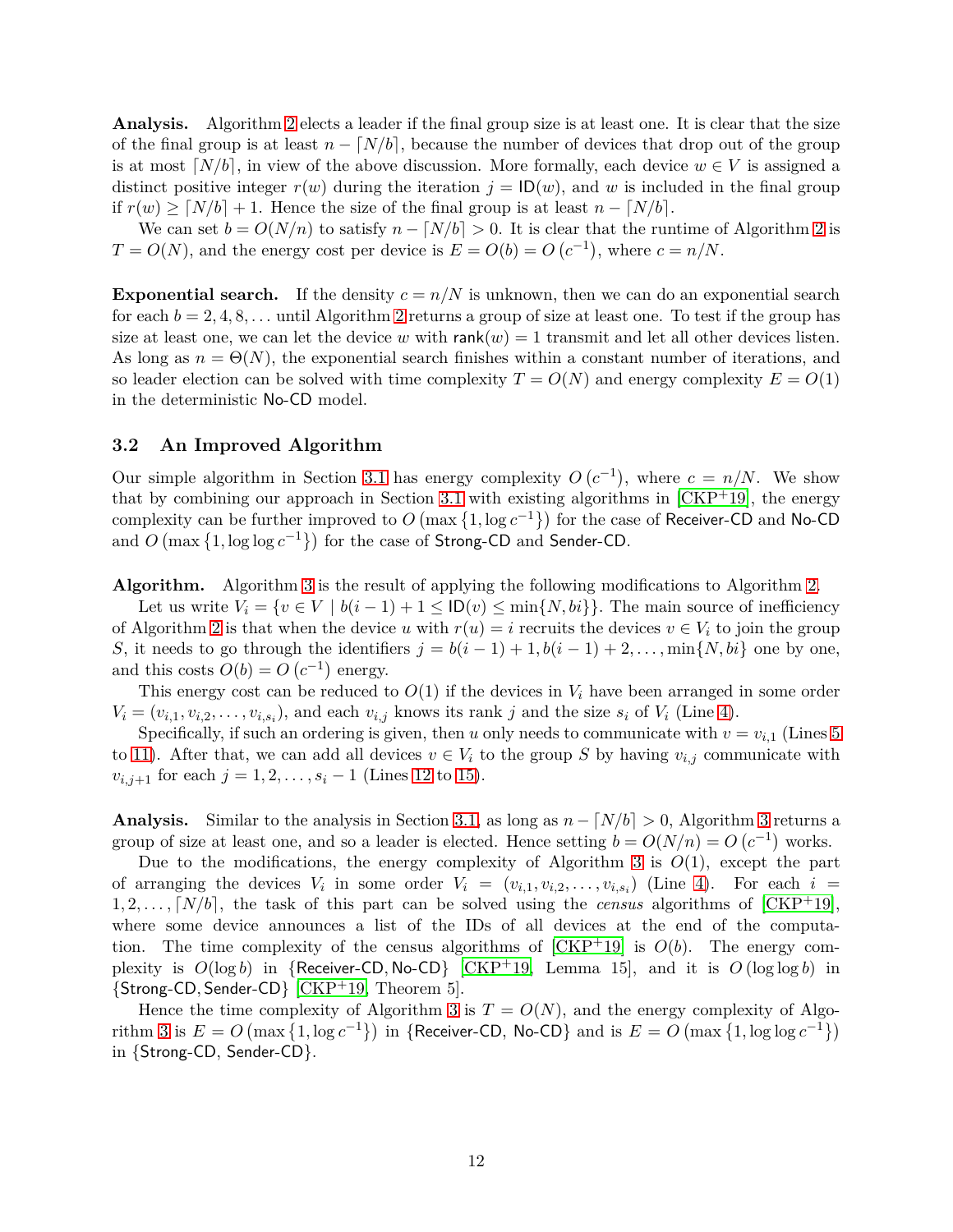**Analysis.** Algorithm 2 elects a leader if the final group size is at least one. It is clear that the size of the final group is at least $n - \lceil N/b \rceil$, because the number of devices that drop out of the group is at most $\lceil N/b \rceil$, in view of the above discussion. More formally, each device $w \in V$ is assigned a distinct positive integer $r(w)$ during the iteration $j = \mathsf{ID}(w)$, and $w$ is included in the final group if $r(w) \geq \lceil N/b \rceil + 1$. Hence the size of the final group is at least $n - \lceil N/b \rceil$.

We can set $b = O(N/n)$ to satisfy $n - \lceil N/b \rceil > 0$. It is clear that the runtime of Algorithm 2 is $T = O(N)$, and the energy cost per device is $E = O(b) = O\left(c^{-1}\right)$, where $c = n/N$.

**Exponential search.** If the density $c = n/N$ is unknown, then we can do an exponential search for each $b = 2, 4, 8, \ldots$ until Algorithm 2 returns a group of size at least one. To test if the group has size at least one, we can let the device $w$ with $\mathsf{rank}(w) = 1$ transmit and let all other devices listen. As long as $n = \Theta(N)$, the exponential search finishes within a constant number of iterations, and so leader election can be solved with time complexity $T = O(N)$ and energy complexity $E = O(1)$ in the deterministic No-CD model.

### 3.2 An Improved Algorithm

Our simple algorithm in Section 3.1 has energy complexity $O\left(c^{-1}\right)$, where $c = n/N$. We show that by combining our approach in Section 3.1 with existing algorithms in [CKP+19], the energy complexity can be further improved to $O\left(\max\left\{1, \log c^{-1}\right\}\right)$ for the case of Receiver-CD and No-CD and $O\left(\max\left\{1, \log\log c^{-1}\right\}\right)$ for the case of Strong-CD and Sender-CD.

**Algorithm.** Algorithm 3 is the result of applying the following modifications to Algorithm 2.

Let us write $V_i = \{v \in V \mid b(i-1)+1 \leq \mathsf{ID}(v) \leq \min\{N, bi\}\}$. The main source of inefficiency of Algorithm 2 is that when the device $u$ with $r(u) = i$ recruits the devices $v \in V_i$ to join the group $S$, it needs to go through the identifiers $j = b(i-1)+1, b(i-1)+2, \ldots, \min\{N, bi\}$ one by one, and this costs $O(b) = O\left(c^{-1}\right)$ energy.

This energy cost can be reduced to $O(1)$ if the devices in $V_i$ have been arranged in some order $V_i = (v_{i,1}, v_{i,2}, \ldots, v_{i,s_i})$, and each $v_{i,j}$ knows its rank $j$ and the size $s_i$ of $V_i$ (Line 4).

Specifically, if such an ordering is given, then $u$ only needs to communicate with $v = v_{i,1}$ (Lines 5 to 11). After that, we can add all devices $v \in V_i$ to the group $S$ by having $v_{i,j}$ communicate with $v_{i,j+1}$ for each $j = 1, 2, \ldots, s_i - 1$ (Lines 12 to 15).

**Analysis.** Similar to the analysis in Section 3.1, as long as $n - \lceil N/b \rceil > 0$, Algorithm 3 returns a group of size at least one, and so a leader is elected. Hence setting $b = O(N/n) = O\left(c^{-1}\right)$ works.

Due to the modifications, the energy complexity of Algorithm 3 is $O(1)$, except the part of arranging the devices $V_i$ in some order $V_i = (v_{i,1}, v_{i,2}, \ldots, v_{i,s_i})$ (Line 4). For each $i = 1, 2, \ldots, \lceil N/b \rceil$, the task of this part can be solved using the *census* algorithms of [CKP+19], where some device announces a list of the IDs of all devices at the end of the computation. The time complexity of the census algorithms of [CKP+19] is $O(b)$. The energy complexity is $O(\log b)$ in $\{$Receiver-CD, No-CD$\}$ [CKP+19, Lemma 15], and it is $O(\log\log b)$ in $\{$Strong-CD, Sender-CD$\}$ [CKP+19, Theorem 5].

Hence the time complexity of Algorithm 3 is $T = O(N)$, and the energy complexity of Algorithm 3 is $E = O\left(\max\left\{1, \log c^{-1}\right\}\right)$ in $\{$Receiver-CD, No-CD$\}$ and is $E = O\left(\max\left\{1, \log\log c^{-1}\right\}\right)$ in $\{$Strong-CD, Sender-CD$\}$.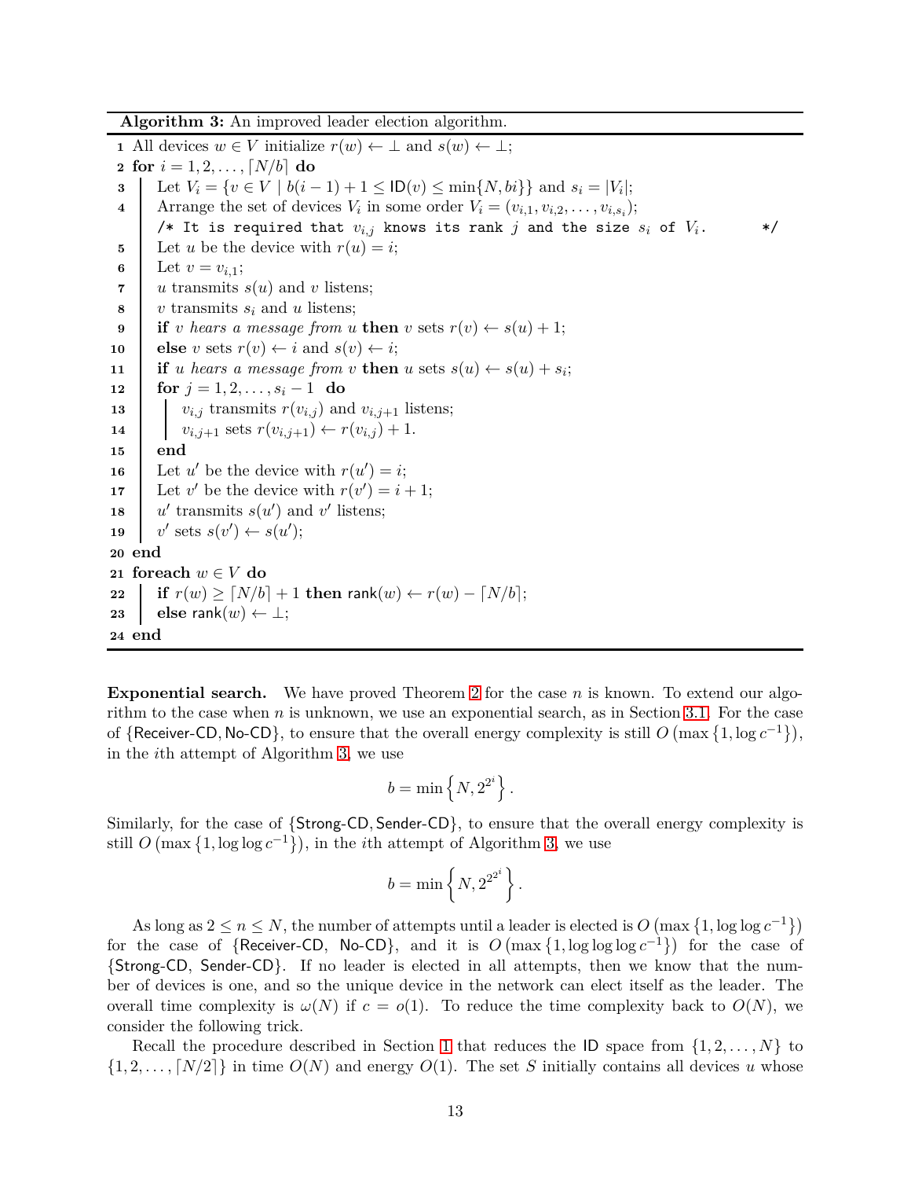**Algorithm 3:** An improved leader election algorithm.

```
1  All devices w ∈ V initialize r(w) ← ⊥ and s(w) ← ⊥;
2  for i = 1, 2, ..., ⌈N/b⌉ do
3      Let V_i = {v ∈ V | b(i − 1) + 1 ≤ ID(v) ≤ min{N, bi}} and s_i = |V_i|;
4      Arrange the set of devices V_i in some order V_i = (v_{i,1}, v_{i,2}, ..., v_{i,s_i});
       /* It is required that v_{i,j} knows its rank j and the size s_i of V_i.   */
5      Let u be the device with r(u) = i;
6      Let v = v_{i,1};
7      u transmits s(u) and v listens;
8      v transmits s_i and u listens;
9      if v hears a message from u then v sets r(v) ← s(u) + 1;
10     else v sets r(v) ← i and s(v) ← i;
11     if u hears a message from v then u sets s(u) ← s(u) + s_i;
12     for j = 1, 2, ..., s_i − 1 do
13         v_{i,j} transmits r(v_{i,j}) and v_{i,j+1} listens;
14         v_{i,j+1} sets r(v_{i,j+1}) ← r(v_{i,j}) + 1.
15     end
16     Let u′ be the device with r(u′) = i;
17     Let v′ be the device with r(v′) = i + 1;
18     u′ transmits s(u′) and v′ listens;
19     v′ sets s(v′) ← s(u′);
20 end
21 foreach w ∈ V do
22     if r(w) ≥ ⌈N/b⌉ + 1 then rank(w) ← r(w) − ⌈N/b⌉;
23     else rank(w) ← ⊥;
24 end
```

**Exponential search.** We have proved Theorem 2 for the case $n$ is known. To extend our algorithm to the case when $n$ is unknown, we use an exponential search, as in Section 3.1. For the case of {Receiver-CD, No-CD}, to ensure that the overall energy complexity is still $O\left(\max\left\{1, \log c^{-1}\right\}\right)$, in the $i$th attempt of Algorithm 3, we use

$$b = \min\left\{N, 2^{2^i}\right\}.$$

Similarly, for the case of {Strong-CD, Sender-CD}, to ensure that the overall energy complexity is still $O\left(\max\left\{1, \log\log c^{-1}\right\}\right)$, in the $i$th attempt of Algorithm 3, we use

$$b = \min\left\{N, 2^{2^{2^i}}\right\}.$$

As long as $2 \le n \le N$, the number of attempts until a leader is elected is $O\left(\max\left\{1, \log\log c^{-1}\right\}\right)$ for the case of {Receiver-CD, No-CD}, and it is $O\left(\max\left\{1, \log\log\log c^{-1}\right\}\right)$ for the case of {Strong-CD, Sender-CD}. If no leader is elected in all attempts, then we know that the number of devices is one, and so the unique device in the network can elect itself as the leader. The overall time complexity is $\omega(N)$ if $c = o(1)$. To reduce the time complexity back to $O(N)$, we consider the following trick.

Recall the procedure described in Section 1 that reduces the ID space from $\{1, 2, \ldots, N\}$ to $\{1, 2, \ldots, \lceil N/2 \rceil\}$ in time $O(N)$ and energy $O(1)$. The set $S$ initially contains all devices $u$ whose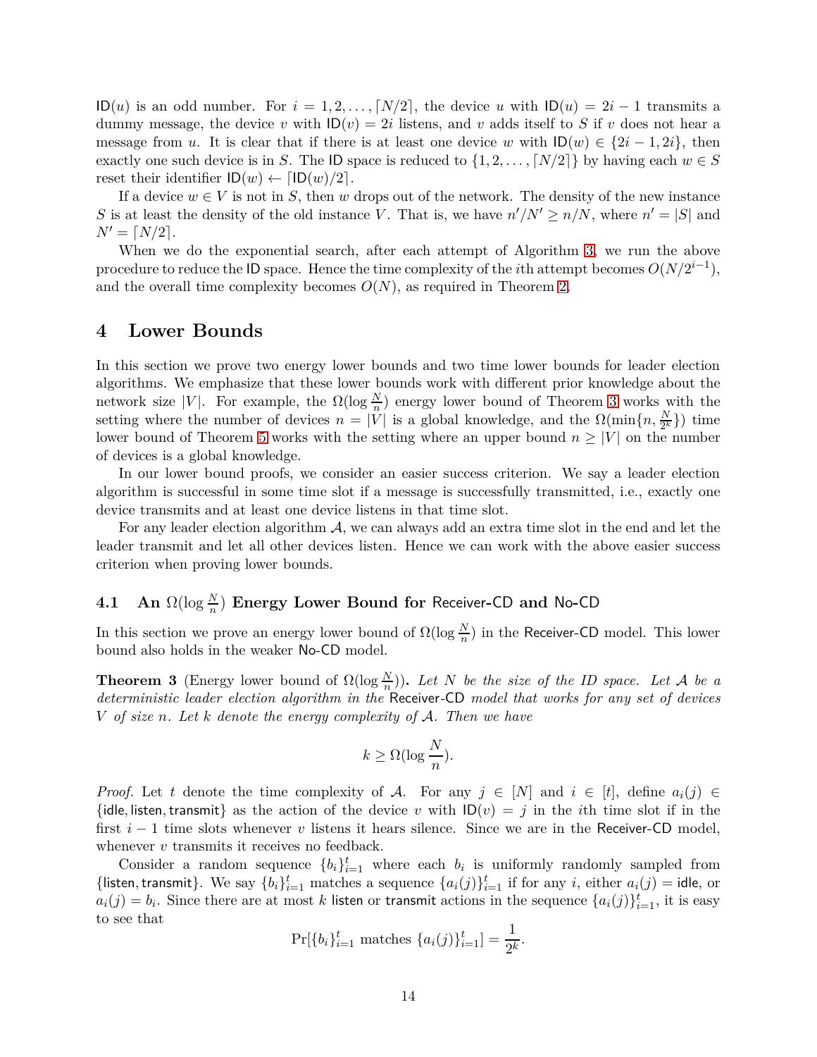$\mathsf{ID}(u)$ is an odd number. For $i = 1, 2, \ldots, \lceil N/2 \rceil$, the device $u$ with $\mathsf{ID}(u) = 2i-1$ transmits a dummy message, the device $v$ with $\mathsf{ID}(v) = 2i$ listens, and $v$ adds itself to $S$ if $v$ does not hear a message from $u$. It is clear that if there is at least one device $w$ with $\mathsf{ID}(w) \in \{2i-1, 2i\}$, then exactly one such device is in $S$. The $\mathsf{ID}$ space is reduced to $\{1, 2, \ldots, \lceil N/2 \rceil\}$ by having each $w \in S$ reset their identifier $\mathsf{ID}(w) \leftarrow \lceil \mathsf{ID}(w)/2 \rceil$.

If a device $w \in V$ is not in $S$, then $w$ drops out of the network. The density of the new instance $S$ is at least the density of the old instance $V$. That is, we have $n'/N' \geq n/N$, where $n' = |S|$ and $N' = \lceil N/2 \rceil$.

When we do the exponential search, after each attempt of Algorithm 3, we run the above procedure to reduce the $\mathsf{ID}$ space. Hence the time complexity of the $i$th attempt becomes $O(N/2^{i-1})$, and the overall time complexity becomes $O(N)$, as required in Theorem 2.

## 4 Lower Bounds

In this section we prove two energy lower bounds and two time lower bounds for leader election algorithms. We emphasize that these lower bounds work with different prior knowledge about the network size $|V|$. For example, the $\Omega(\log \frac{N}{n})$ energy lower bound of Theorem 3 works with the setting where the number of devices $n = |V|$ is a global knowledge, and the $\Omega(\min\{n, \frac{N}{2^k}\})$ time lower bound of Theorem 5 works with the setting where an upper bound $n \geq |V|$ on the number of devices is a global knowledge.

In our lower bound proofs, we consider an easier success criterion. We say a leader election algorithm is successful in some time slot if a message is successfully transmitted, i.e., exactly one device transmits and at least one device listens in that time slot.

For any leader election algorithm $\mathcal{A}$, we can always add an extra time slot in the end and let the leader transmit and let all other devices listen. Hence we can work with the above easier success criterion when proving lower bounds.

### 4.1 An $\Omega(\log \frac{N}{n})$ Energy Lower Bound for Receiver-CD and No-CD

In this section we prove an energy lower bound of $\Omega(\log \frac{N}{n})$ in the Receiver-CD model. This lower bound also holds in the weaker No-CD model.

**Theorem 3** (Energy lower bound of $\Omega(\log \frac{N}{n})$)**.** *Let $N$ be the size of the ID space. Let $\mathcal{A}$ be a deterministic leader election algorithm in the* Receiver-CD *model that works for any set of devices $V$ of size $n$. Let $k$ denote the energy complexity of $\mathcal{A}$. Then we have*

$$k \geq \Omega(\log \frac{N}{n}).$$

*Proof.* Let $t$ denote the time complexity of $\mathcal{A}$. For any $j \in [N]$ and $i \in [t]$, define $a_i(j) \in \{\mathsf{idle}, \mathsf{listen}, \mathsf{transmit}\}$ as the action of the device $v$ with $\mathsf{ID}(v) = j$ in the $i$th time slot if in the first $i-1$ time slots whenever $v$ listens it hears silence. Since we are in the Receiver-CD model, whenever $v$ transmits it receives no feedback.

Consider a random sequence $\{b_i\}_{i=1}^t$ where each $b_i$ is uniformly randomly sampled from $\{\mathsf{listen}, \mathsf{transmit}\}$. We say $\{b_i\}_{i=1}^t$ matches a sequence $\{a_i(j)\}_{i=1}^t$ if for any $i$, either $a_i(j) = \mathsf{idle}$, or $a_i(j) = b_i$. Since there are at most $k$ $\mathsf{listen}$ or $\mathsf{transmit}$ actions in the sequence $\{a_i(j)\}_{i=1}^t$, it is easy to see that

$$\Pr[\{b_i\}_{i=1}^t \text{ matches } \{a_i(j)\}_{i=1}^t] = \frac{1}{2^k}.$$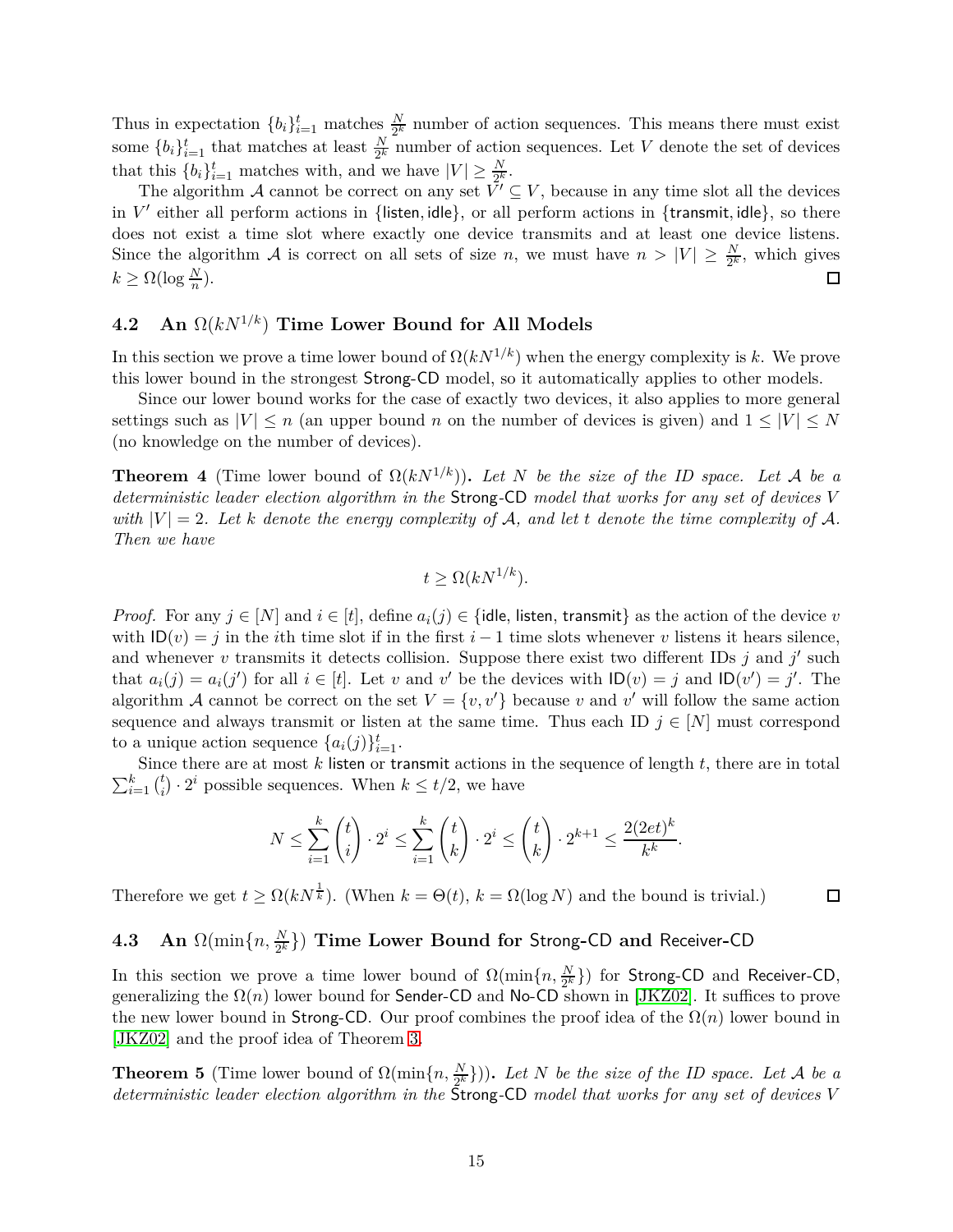Thus in expectation $\{b_i\}_{i=1}^t$ matches $\frac{N}{2^k}$ number of action sequences. This means there must exist some $\{b_i\}_{i=1}^t$ that matches at least $\frac{N}{2^k}$ number of action sequences. Let $V$ denote the set of devices that this $\{b_i\}_{i=1}^t$ matches with, and we have $|V| \geq \frac{N}{2^k}$.

The algorithm $\mathcal{A}$ cannot be correct on any set $V' \subseteq V$, because in any time slot all the devices in $V'$ either all perform actions in $\{\mathsf{listen}, \mathsf{idle}\}$, or all perform actions in $\{\mathsf{transmit}, \mathsf{idle}\}$, so there does not exist a time slot where exactly one device transmits and at least one device listens. Since the algorithm $\mathcal{A}$ is correct on all sets of size $n$, we must have $n > |V| \geq \frac{N}{2^k}$, which gives $k \geq \Omega(\log \frac{N}{n})$. ◻

### 4.2 An $\Omega(kN^{1/k})$ Time Lower Bound for All Models

In this section we prove a time lower bound of $\Omega(kN^{1/k})$ when the energy complexity is $k$. We prove this lower bound in the strongest Strong-CD model, so it automatically applies to other models.

Since our lower bound works for the case of exactly two devices, it also applies to more general settings such as $|V| \leq n$ (an upper bound $n$ on the number of devices is given) and $1 \leq |V| \leq N$ (no knowledge on the number of devices).

**Theorem 4** (Time lower bound of $\Omega(kN^{1/k})$)**.** *Let $N$ be the size of the ID space. Let $\mathcal{A}$ be a deterministic leader election algorithm in the* Strong-CD *model that works for any set of devices $V$ with $|V| = 2$. Let $k$ denote the energy complexity of $\mathcal{A}$, and let $t$ denote the time complexity of $\mathcal{A}$. Then we have*

$$t \geq \Omega(kN^{1/k}).$$

*Proof.* For any $j \in [N]$ and $i \in [t]$, define $a_i(j) \in \{\mathsf{idle}, \mathsf{listen}, \mathsf{transmit}\}$ as the action of the device $v$ with $\mathsf{ID}(v) = j$ in the $i$th time slot if in the first $i-1$ time slots whenever $v$ listens it hears silence, and whenever $v$ transmits it detects collision. Suppose there exist two different IDs $j$ and $j'$ such that $a_i(j) = a_i(j')$ for all $i \in [t]$. Let $v$ and $v'$ be the devices with $\mathsf{ID}(v) = j$ and $\mathsf{ID}(v') = j'$. The algorithm $\mathcal{A}$ cannot be correct on the set $V = \{v, v'\}$ because $v$ and $v'$ will follow the same action sequence and always transmit or listen at the same time. Thus each ID $j \in [N]$ must correspond to a unique action sequence $\{a_i(j)\}_{i=1}^t$.

Since there are at most $k$ listen or transmit actions in the sequence of length $t$, there are in total $\sum_{i=1}^k \binom{t}{i} \cdot 2^i$ possible sequences. When $k \leq t/2$, we have

$$N \leq \sum_{i=1}^{k} \binom{t}{i} \cdot 2^i \leq \sum_{i=1}^{k} \binom{t}{k} \cdot 2^i \leq \binom{t}{k} \cdot 2^{k+1} \leq \frac{2(2et)^k}{k^k}.$$

Therefore we get $t \geq \Omega(kN^{\frac{1}{k}})$. (When $k = \Theta(t)$, $k = \Omega(\log N)$ and the bound is trivial.) ◻

### 4.3 An $\Omega(\min\{n, \frac{N}{2^k}\})$ Time Lower Bound for Strong-CD and Receiver-CD

In this section we prove a time lower bound of $\Omega(\min\{n, \frac{N}{2^k}\})$ for Strong-CD and Receiver-CD, generalizing the $\Omega(n)$ lower bound for Sender-CD and No-CD shown in [JKZ02]. It suffices to prove the new lower bound in Strong-CD. Our proof combines the proof idea of the $\Omega(n)$ lower bound in [JKZ02] and the proof idea of Theorem 3.

**Theorem 5** (Time lower bound of $\Omega(\min\{n, \frac{N}{2^k}\})$)**.** *Let $N$ be the size of the ID space. Let $\mathcal{A}$ be a deterministic leader election algorithm in the* Strong-CD *model that works for any set of devices $V$*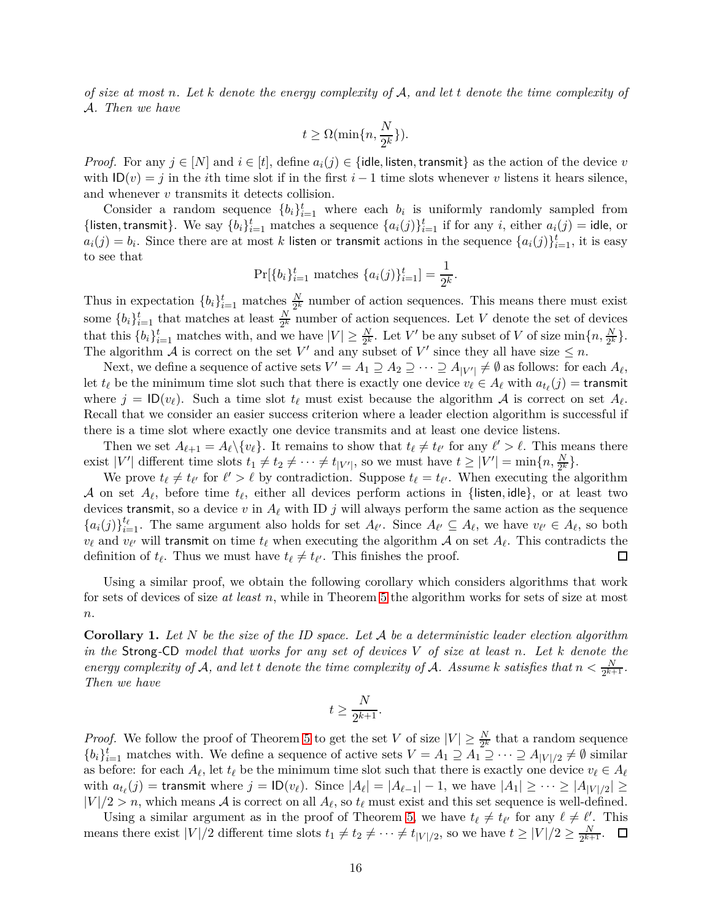*of size at most $n$. Let $k$ denote the energy complexity of $\mathcal{A}$, and let $t$ denote the time complexity of $\mathcal{A}$. Then we have*

$$t \geq \Omega(\min\{n, \frac{N}{2^k}\}).$$

*Proof.* For any $j \in [N]$ and $i \in [t]$, define $a_i(j) \in \{\mathsf{idle}, \mathsf{listen}, \mathsf{transmit}\}$ as the action of the device $v$ with $\mathsf{ID}(v) = j$ in the $i$th time slot if in the first $i-1$ time slots whenever $v$ listens it hears silence, and whenever $v$ transmits it detects collision.

Consider a random sequence $\{b_i\}_{i=1}^t$ where each $b_i$ is uniformly randomly sampled from $\{\mathsf{listen}, \mathsf{transmit}\}$. We say $\{b_i\}_{i=1}^t$ matches a sequence $\{a_i(j)\}_{i=1}^t$ if for any $i$, either $a_i(j) = \mathsf{idle}$, or $a_i(j) = b_i$. Since there are at most $k$ listen or transmit actions in the sequence $\{a_i(j)\}_{i=1}^t$, it is easy to see that

$$\Pr[\{b_i\}_{i=1}^t \text{ matches } \{a_i(j)\}_{i=1}^t] = \frac{1}{2^k}.$$

Thus in expectation $\{b_i\}_{i=1}^t$ matches $\frac{N}{2^k}$ number of action sequences. This means there must exist some $\{b_i\}_{i=1}^t$ that matches at least $\frac{N}{2^k}$ number of action sequences. Let $V$ denote the set of devices that this $\{b_i\}_{i=1}^t$ matches with, and we have $|V| \geq \frac{N}{2^k}$. Let $V'$ be any subset of $V$ of size $\min\{n, \frac{N}{2^k}\}$. The algorithm $\mathcal{A}$ is correct on the set $V'$ and any subset of $V'$ since they all have size $\leq n$.

Next, we define a sequence of active sets $V' = A_1 \supseteq A_2 \supseteq \cdots \supseteq A_{|V'|} \neq \emptyset$ as follows: for each $A_\ell$, let $t_\ell$ be the minimum time slot such that there is exactly one device $v_\ell \in A_\ell$ with $a_{t_\ell}(j) = \mathsf{transmit}$ where $j = \mathsf{ID}(v_\ell)$. Such a time slot $t_\ell$ must exist because the algorithm $\mathcal{A}$ is correct on set $A_\ell$. Recall that we consider an easier success criterion where a leader election algorithm is successful if there is a time slot where exactly one device transmits and at least one device listens.

Then we set $A_{\ell+1} = A_\ell \backslash \{v_\ell\}$. It remains to show that $t_\ell \neq t_{\ell'}$ for any $\ell' > \ell$. This means there exist $|V'|$ different time slots $t_1 \neq t_2 \neq \cdots \neq t_{|V'|}$, so we must have $t \geq |V'| = \min\{n, \frac{N}{2^k}\}$.

We prove $t_\ell \neq t_{\ell'}$ for $\ell' > \ell$ by contradiction. Suppose $t_\ell = t_{\ell'}$. When executing the algorithm $\mathcal{A}$ on set $A_\ell$, before time $t_\ell$, either all devices perform actions in $\{\mathsf{listen}, \mathsf{idle}\}$, or at least two devices transmit, so a device $v$ in $A_\ell$ with ID $j$ will always perform the same action as the sequence $\{a_i(j)\}_{i=1}^{t_\ell}$. The same argument also holds for set $A_{\ell'}$. Since $A_{\ell'} \subseteq A_\ell$, we have $v_{\ell'} \in A_\ell$, so both $v_\ell$ and $v_{\ell'}$ will transmit on time $t_\ell$ when executing the algorithm $\mathcal{A}$ on set $A_\ell$. This contradicts the definition of $t_\ell$. Thus we must have $t_\ell \neq t_{\ell'}$. This finishes the proof. ◻

Using a similar proof, we obtain the following corollary which considers algorithms that work for sets of devices of size *at least* $n$, while in Theorem 5 the algorithm works for sets of size at most $n$.

**Corollary 1.** *Let $N$ be the size of the ID space. Let $\mathcal{A}$ be a deterministic leader election algorithm in the* Strong-CD *model that works for any set of devices $V$ of size at least $n$. Let $k$ denote the energy complexity of $\mathcal{A}$, and let $t$ denote the time complexity of $\mathcal{A}$. Assume $k$ satisfies that $n < \frac{N}{2^{k+1}}$. Then we have*

$$t \geq \frac{N}{2^{k+1}}.$$

*Proof.* We follow the proof of Theorem 5 to get the set $V$ of size $|V| \geq \frac{N}{2^k}$ that a random sequence $\{b_i\}_{i=1}^t$ matches with. We define a sequence of active sets $V = A_1 \supseteq A_1 \supseteq \cdots \supseteq A_{|V|/2} \neq \emptyset$ similar as before: for each $A_\ell$, let $t_\ell$ be the minimum time slot such that there is exactly one device $v_\ell \in A_\ell$ with $a_{t_\ell}(j) = \mathsf{transmit}$ where $j = \mathsf{ID}(v_\ell)$. Since $|A_\ell| = |A_{\ell-1}| - 1$, we have $|A_1| \geq \cdots \geq |A_{|V|/2}| \geq |V|/2 > n$, which means $\mathcal{A}$ is correct on all $A_\ell$, so $t_\ell$ must exist and this set sequence is well-defined.

Using a similar argument as in the proof of Theorem 5, we have $t_\ell \neq t_{\ell'}$ for any $\ell \neq \ell'$. This means there exist $|V|/2$ different time slots $t_1 \neq t_2 \neq \cdots \neq t_{|V|/2}$, so we have $t \geq |V|/2 \geq \frac{N}{2^{k+1}}$. ◻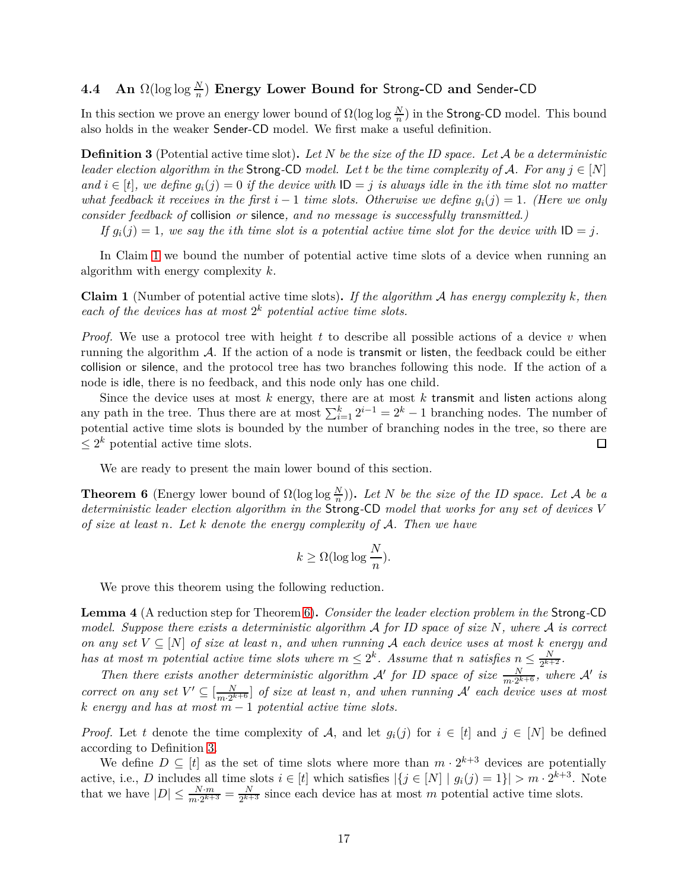### 4.4 An $\Omega(\log\log\frac{N}{n})$ Energy Lower Bound for Strong-CD and Sender-CD

In this section we prove an energy lower bound of $\Omega(\log\log\frac{N}{n})$ in the Strong-CD model. This bound also holds in the weaker Sender-CD model. We first make a useful definition.

**Definition 3** (Potential active time slot)**.** *Let $N$ be the size of the ID space. Let $\mathcal{A}$ be a deterministic leader election algorithm in the* Strong-CD *model. Let $t$ be the time complexity of $\mathcal{A}$. For any $j \in [N]$ and $i \in [t]$, we define $g_i(j) = 0$ if the device with $\mathsf{ID} = j$ is always idle in the $i$th time slot no matter what feedback it receives in the first $i-1$ time slots. Otherwise we define $g_i(j) = 1$. (Here we only consider feedback of* collision *or* silence*, and no message is successfully transmitted.)*

*If $g_i(j) = 1$, we say the $i$th time slot is a potential active time slot for the device with $\mathsf{ID} = j$.*

In Claim 1 we bound the number of potential active time slots of a device when running an algorithm with energy complexity $k$.

**Claim 1** (Number of potential active time slots)**.** *If the algorithm $\mathcal{A}$ has energy complexity $k$, then each of the devices has at most $2^k$ potential active time slots.*

*Proof.* We use a protocol tree with height $t$ to describe all possible actions of a device $v$ when running the algorithm $\mathcal{A}$. If the action of a node is transmit or listen, the feedback could be either collision or silence, and the protocol tree has two branches following this node. If the action of a node is idle, there is no feedback, and this node only has one child.

Since the device uses at most $k$ energy, there are at most $k$ transmit and listen actions along any path in the tree. Thus there are at most $\sum_{i=1}^{k} 2^{i-1} = 2^k - 1$ branching nodes. The number of potential active time slots is bounded by the number of branching nodes in the tree, so there are $\leq 2^k$ potential active time slots. ◻

We are ready to present the main lower bound of this section.

**Theorem 6** (Energy lower bound of $\Omega(\log\log\frac{N}{n})$)**.** *Let $N$ be the size of the ID space. Let $\mathcal{A}$ be a deterministic leader election algorithm in the* Strong-CD *model that works for any set of devices $V$ of size at least $n$. Let $k$ denote the energy complexity of $\mathcal{A}$. Then we have*

$$k \geq \Omega(\log\log\frac{N}{n}).$$

We prove this theorem using the following reduction.

**Lemma 4** (A reduction step for Theorem 6)**.** *Consider the leader election problem in the* Strong-CD *model. Suppose there exists a deterministic algorithm $\mathcal{A}$ for ID space of size $N$, where $\mathcal{A}$ is correct on any set $V \subseteq [N]$ of size at least $n$, and when running $\mathcal{A}$ each device uses at most $k$ energy and has at most $m$ potential active time slots where $m \leq 2^k$. Assume that $n$ satisfies $n \leq \frac{N}{2^{k+2}}$.*

*Then there exists another deterministic algorithm $\mathcal{A}'$ for ID space of size $\frac{N}{m\cdot 2^{k+6}}$, where $\mathcal{A}'$ is correct on any set $V' \subseteq [\frac{N}{m\cdot 2^{k+6}}]$ of size at least $n$, and when running $\mathcal{A}'$ each device uses at most $k$ energy and has at most $m-1$ potential active time slots.*

*Proof.* Let $t$ denote the time complexity of $\mathcal{A}$, and let $g_i(j)$ for $i \in [t]$ and $j \in [N]$ be defined according to Definition 3.

We define $D \subseteq [t]$ as the set of time slots where more than $m \cdot 2^{k+3}$ devices are potentially active, i.e., $D$ includes all time slots $i \in [t]$ which satisfies $|\{j \in [N] \mid g_i(j) = 1\}| > m \cdot 2^{k+3}$. Note that we have $|D| \leq \frac{N\cdot m}{m\cdot 2^{k+3}} = \frac{N}{2^{k+3}}$ since each device has at most $m$ potential active time slots.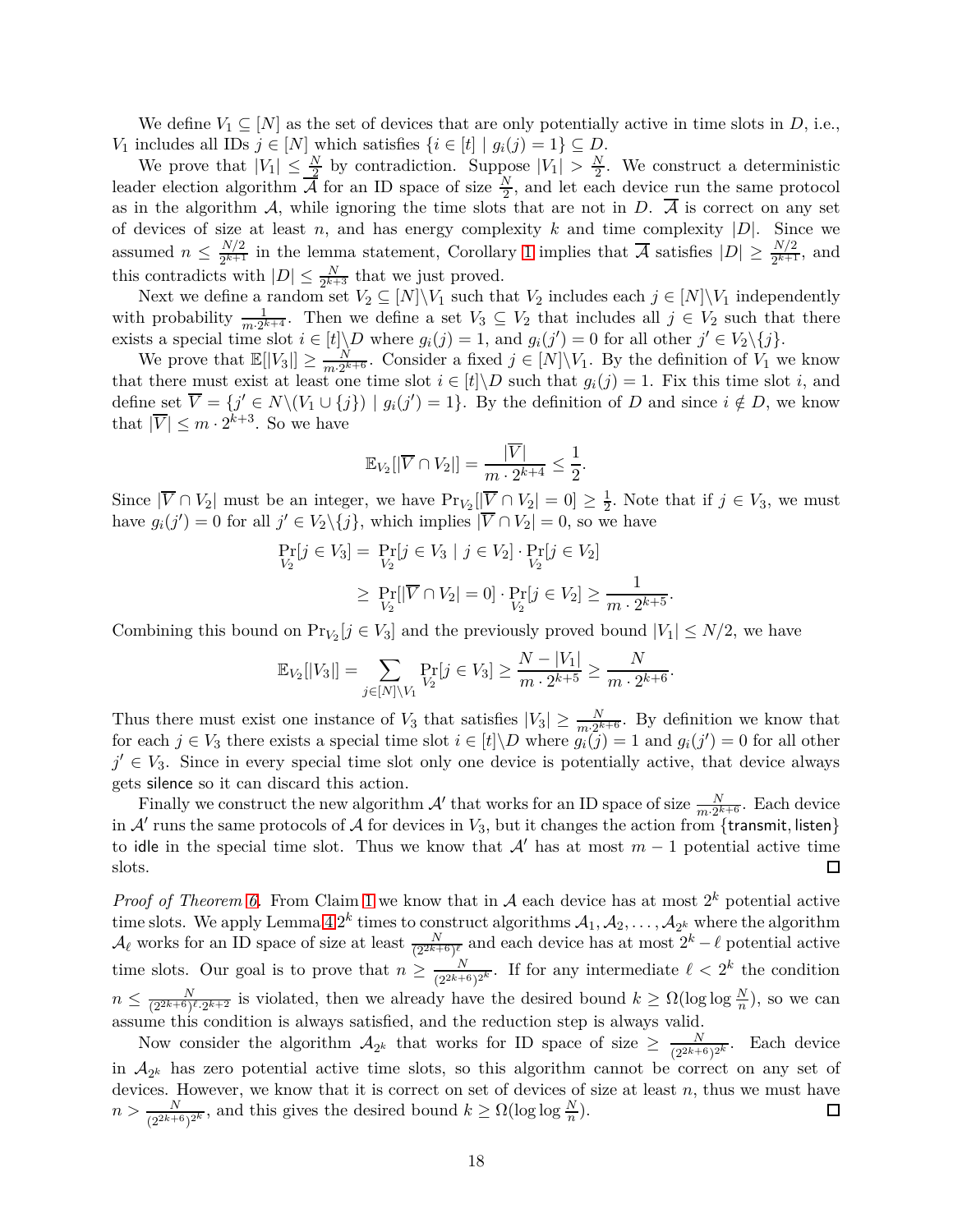We define $V_1 \subseteq [N]$ as the set of devices that are only potentially active in time slots in $D$, i.e., $V_1$ includes all IDs $j \in [N]$ which satisfies $\{i \in [t] \mid g_i(j) = 1\} \subseteq D$.

We prove that $|V_1| \leq \frac{N}{2}$ by contradiction. Suppose $|V_1| > \frac{N}{2}$. We construct a deterministic leader election algorithm $\overline{\mathcal{A}}$ for an ID space of size $\frac{N}{2}$, and let each device run the same protocol as in the algorithm $\mathcal{A}$, while ignoring the time slots that are not in $D$. $\overline{\mathcal{A}}$ is correct on any set of devices of size at least $n$, and has energy complexity $k$ and time complexity $|D|$. Since we assumed $n \leq \frac{N/2}{2^{k+1}}$ in the lemma statement, Corollary 1 implies that $\overline{\mathcal{A}}$ satisfies $|D| \geq \frac{N/2}{2^{k+1}}$, and this contradicts with $|D| \leq \frac{N}{2^{k+3}}$ that we just proved.

Next we define a random set $V_2 \subseteq [N] \backslash V_1$ such that $V_2$ includes each $j \in [N] \backslash V_1$ independently with probability $\frac{1}{m \cdot 2^{k+4}}$. Then we define a set $V_3 \subseteq V_2$ that includes all $j \in V_2$ such that there exists a special time slot $i \in [t] \backslash D$ where $g_i(j) = 1$, and $g_i(j') = 0$ for all other $j' \in V_2 \backslash \{j\}$.

We prove that $\mathbb{E}[|V_3|] \geq \frac{N}{m \cdot 2^{k+6}}$. Consider a fixed $j \in [N] \backslash V_1$. By the definition of $V_1$ we know that there must exist at least one time slot $i \in [t] \backslash D$ such that $g_i(j) = 1$. Fix this time slot $i$, and define set $\overline{V} = \{j' \in N \backslash (V_1 \cup \{j\}) \mid g_i(j') = 1\}$. By the definition of $D$ and since $i \notin D$, we know that $|\overline{V}| \leq m \cdot 2^{k+3}$. So we have

$$\mathbb{E}_{V_2}[|\overline{V} \cap V_2|] = \frac{|\overline{V}|}{m \cdot 2^{k+4}} \leq \frac{1}{2}.$$

Since $|\overline{V} \cap V_2|$ must be an integer, we have $\Pr_{V_2}[|\overline{V} \cap V_2| = 0] \geq \frac{1}{2}$. Note that if $j \in V_3$, we must have $g_i(j') = 0$ for all $j' \in V_2 \backslash \{j\}$, which implies $|\overline{V} \cap V_2| = 0$, so we have

$$\begin{aligned}
\Pr_{V_2}[j \in V_3] &= \Pr_{V_2}[j \in V_3 \mid j \in V_2] \cdot \Pr_{V_2}[j \in V_2] \\
&\geq \Pr_{V_2}[|\overline{V} \cap V_2| = 0] \cdot \Pr_{V_2}[j \in V_2] \geq \frac{1}{m \cdot 2^{k+5}}.
\end{aligned}$$

Combining this bound on $\Pr_{V_2}[j \in V_3]$ and the previously proved bound $|V_1| \leq N/2$, we have

$$\mathbb{E}_{V_2}[|V_3|] = \sum_{j \in [N] \backslash V_1} \Pr_{V_2}[j \in V_3] \geq \frac{N - |V_1|}{m \cdot 2^{k+5}} \geq \frac{N}{m \cdot 2^{k+6}}.$$

Thus there must exist one instance of $V_3$ that satisfies $|V_3| \geq \frac{N}{m \cdot 2^{k+6}}$. By definition we know that for each $j \in V_3$ there exists a special time slot $i \in [t] \backslash D$ where $g_i(j) = 1$ and $g_i(j') = 0$ for all other $j' \in V_3$. Since in every special time slot only one device is potentially active, that device always gets silence so it can discard this action.

Finally we construct the new algorithm $\mathcal{A}'$ that works for an ID space of size $\frac{N}{m \cdot 2^{k+6}}$. Each device in $\mathcal{A}'$ runs the same protocols of $\mathcal{A}$ for devices in $V_3$, but it changes the action from $\{$transmit, listen$\}$ to idle in the special time slot. Thus we know that $\mathcal{A}'$ has at most $m - 1$ potential active time slots. $\square$

*Proof of Theorem 6.* From Claim 1 we know that in $\mathcal{A}$ each device has at most $2^k$ potential active time slots. We apply Lemma 4 $2^k$ times to construct algorithms $\mathcal{A}_1, \mathcal{A}_2, \ldots, \mathcal{A}_{2^k}$ where the algorithm $\mathcal{A}_\ell$ works for an ID space of size at least $\frac{N}{(2^{2k+6})^\ell}$ and each device has at most $2^k - \ell$ potential active time slots. Our goal is to prove that $n \geq \frac{N}{(2^{2k+6})^{2^k}}$. If for any intermediate $\ell < 2^k$ the condition $n \leq \frac{N}{(2^{2k+6})^\ell \cdot 2^{k+2}}$ is violated, then we already have the desired bound $k \geq \Omega(\log \log \frac{N}{n})$, so we can assume this condition is always satisfied, and the reduction step is always valid.

Now consider the algorithm $\mathcal{A}_{2^k}$ that works for ID space of size $\geq \frac{N}{(2^{2k+6})^{2^k}}$. Each device in $\mathcal{A}_{2^k}$ has zero potential active time slots, so this algorithm cannot be correct on any set of devices. However, we know that it is correct on set of devices of size at least $n$, thus we must have $n > \frac{N}{(2^{2k+6})^{2^k}}$, and this gives the desired bound $k \geq \Omega(\log \log \frac{N}{n})$. $\square$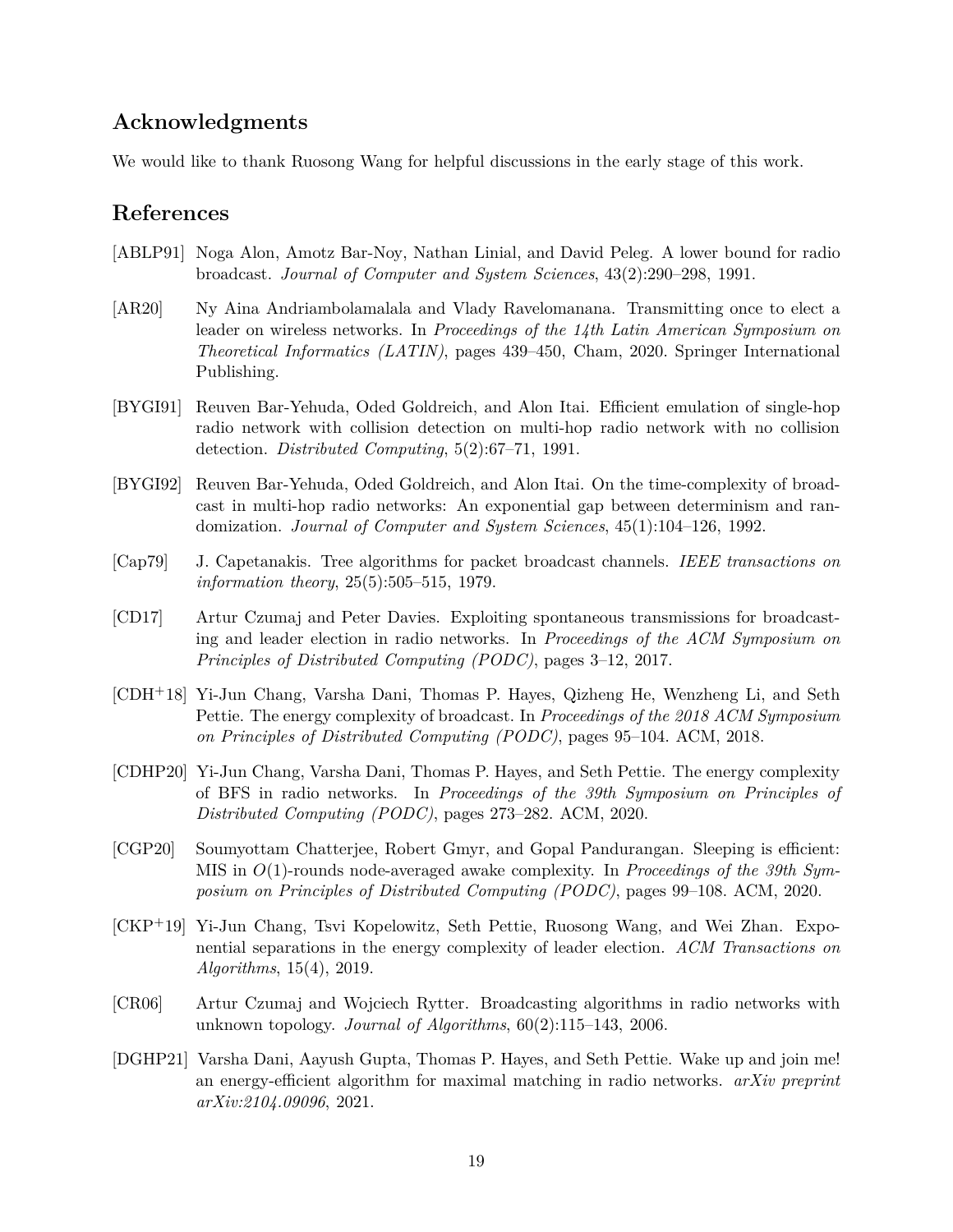## Acknowledgments

We would like to thank Ruosong Wang for helpful discussions in the early stage of this work.

## References

[ABLP91] Noga Alon, Amotz Bar-Noy, Nathan Linial, and David Peleg. A lower bound for radio broadcast. *Journal of Computer and System Sciences*, 43(2):290–298, 1991.

[AR20] Ny Aina Andriambolamalala and Vlady Ravelomanana. Transmitting once to elect a leader on wireless networks. In *Proceedings of the 14th Latin American Symposium on Theoretical Informatics (LATIN)*, pages 439–450, Cham, 2020. Springer International Publishing.

[BYGI91] Reuven Bar-Yehuda, Oded Goldreich, and Alon Itai. Efficient emulation of single-hop radio network with collision detection on multi-hop radio network with no collision detection. *Distributed Computing*, 5(2):67–71, 1991.

[BYGI92] Reuven Bar-Yehuda, Oded Goldreich, and Alon Itai. On the time-complexity of broadcast in multi-hop radio networks: An exponential gap between determinism and randomization. *Journal of Computer and System Sciences*, 45(1):104–126, 1992.

[Cap79] J. Capetanakis. Tree algorithms for packet broadcast channels. *IEEE transactions on information theory*, 25(5):505–515, 1979.

[CD17] Artur Czumaj and Peter Davies. Exploiting spontaneous transmissions for broadcasting and leader election in radio networks. In *Proceedings of the ACM Symposium on Principles of Distributed Computing (PODC)*, pages 3–12, 2017.

[CDH+18] Yi-Jun Chang, Varsha Dani, Thomas P. Hayes, Qizheng He, Wenzheng Li, and Seth Pettie. The energy complexity of broadcast. In *Proceedings of the 2018 ACM Symposium on Principles of Distributed Computing (PODC)*, pages 95–104. ACM, 2018.

[CDHP20] Yi-Jun Chang, Varsha Dani, Thomas P. Hayes, and Seth Pettie. The energy complexity of BFS in radio networks. In *Proceedings of the 39th Symposium on Principles of Distributed Computing (PODC)*, pages 273–282. ACM, 2020.

[CGP20] Soumyottam Chatterjee, Robert Gmyr, and Gopal Pandurangan. Sleeping is efficient: MIS in $O(1)$-rounds node-averaged awake complexity. In *Proceedings of the 39th Symposium on Principles of Distributed Computing (PODC)*, pages 99–108. ACM, 2020.

[CKP+19] Yi-Jun Chang, Tsvi Kopelowitz, Seth Pettie, Ruosong Wang, and Wei Zhan. Exponential separations in the energy complexity of leader election. *ACM Transactions on Algorithms*, 15(4), 2019.

[CR06] Artur Czumaj and Wojciech Rytter. Broadcasting algorithms in radio networks with unknown topology. *Journal of Algorithms*, 60(2):115–143, 2006.

[DGHP21] Varsha Dani, Aayush Gupta, Thomas P. Hayes, and Seth Pettie. Wake up and join me! an energy-efficient algorithm for maximal matching in radio networks. *arXiv preprint arXiv:2104.09096*, 2021.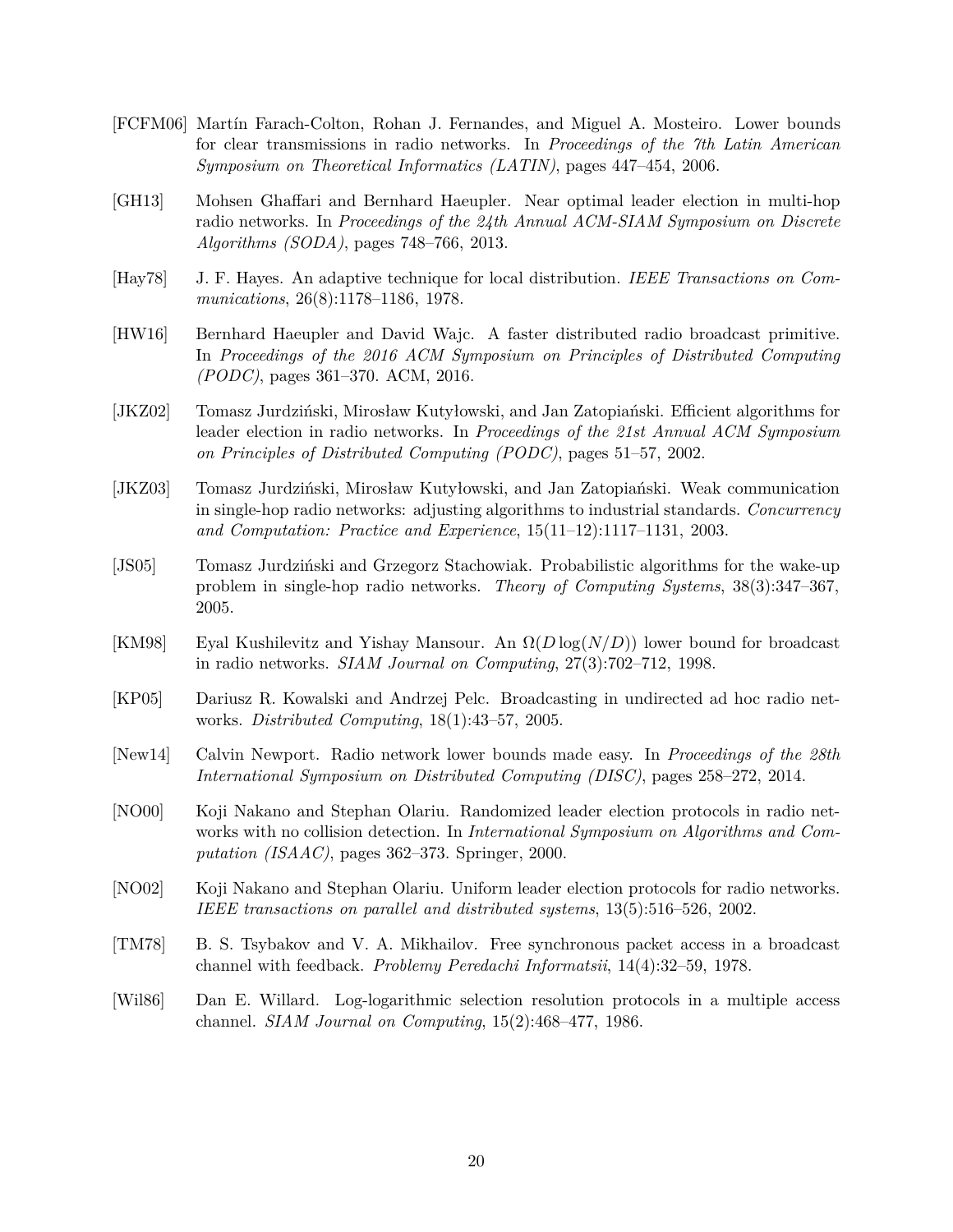[FCFM06] Martín Farach-Colton, Rohan J. Fernandes, and Miguel A. Mosteiro. Lower bounds for clear transmissions in radio networks. In *Proceedings of the 7th Latin American Symposium on Theoretical Informatics (LATIN)*, pages 447–454, 2006.

[GH13] Mohsen Ghaffari and Bernhard Haeupler. Near optimal leader election in multi-hop radio networks. In *Proceedings of the 24th Annual ACM-SIAM Symposium on Discrete Algorithms (SODA)*, pages 748–766, 2013.

[Hay78] J. F. Hayes. An adaptive technique for local distribution. *IEEE Transactions on Communications*, 26(8):1178–1186, 1978.

[HW16] Bernhard Haeupler and David Wajc. A faster distributed radio broadcast primitive. In *Proceedings of the 2016 ACM Symposium on Principles of Distributed Computing (PODC)*, pages 361–370. ACM, 2016.

[JKZ02] Tomasz Jurdziński, Mirosław Kutyłowski, and Jan Zatopiański. Efficient algorithms for leader election in radio networks. In *Proceedings of the 21st Annual ACM Symposium on Principles of Distributed Computing (PODC)*, pages 51–57, 2002.

[JKZ03] Tomasz Jurdziński, Mirosław Kutyłowski, and Jan Zatopiański. Weak communication in single-hop radio networks: adjusting algorithms to industrial standards. *Concurrency and Computation: Practice and Experience*, 15(11–12):1117–1131, 2003.

[JS05] Tomasz Jurdziński and Grzegorz Stachowiak. Probabilistic algorithms for the wake-up problem in single-hop radio networks. *Theory of Computing Systems*, 38(3):347–367, 2005.

[KM98] Eyal Kushilevitz and Yishay Mansour. An $\Omega(D \log(N/D))$ lower bound for broadcast in radio networks. *SIAM Journal on Computing*, 27(3):702–712, 1998.

[KP05] Dariusz R. Kowalski and Andrzej Pelc. Broadcasting in undirected ad hoc radio networks. *Distributed Computing*, 18(1):43–57, 2005.

[New14] Calvin Newport. Radio network lower bounds made easy. In *Proceedings of the 28th International Symposium on Distributed Computing (DISC)*, pages 258–272, 2014.

[NO00] Koji Nakano and Stephan Olariu. Randomized leader election protocols in radio networks with no collision detection. In *International Symposium on Algorithms and Computation (ISAAC)*, pages 362–373. Springer, 2000.

[NO02] Koji Nakano and Stephan Olariu. Uniform leader election protocols for radio networks. *IEEE transactions on parallel and distributed systems*, 13(5):516–526, 2002.

[TM78] B. S. Tsybakov and V. A. Mikhailov. Free synchronous packet access in a broadcast channel with feedback. *Problemy Peredachi Informatsii*, 14(4):32–59, 1978.

[Wil86] Dan E. Willard. Log-logarithmic selection resolution protocols in a multiple access channel. *SIAM Journal on Computing*, 15(2):468–477, 1986.